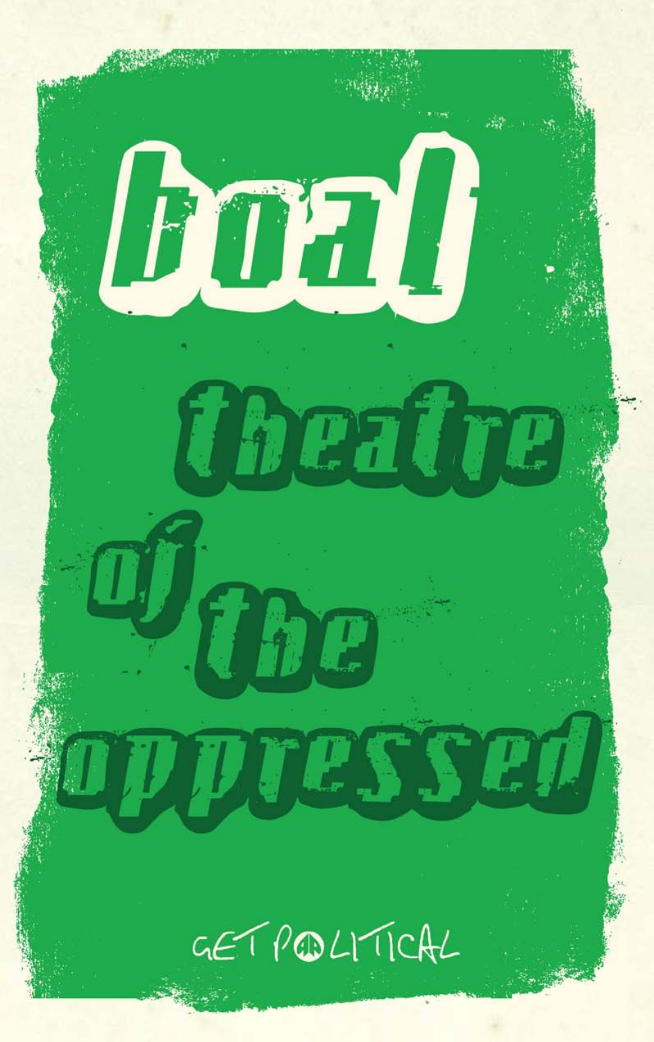# boal

# theatre of the oppressed

GET POLITICAL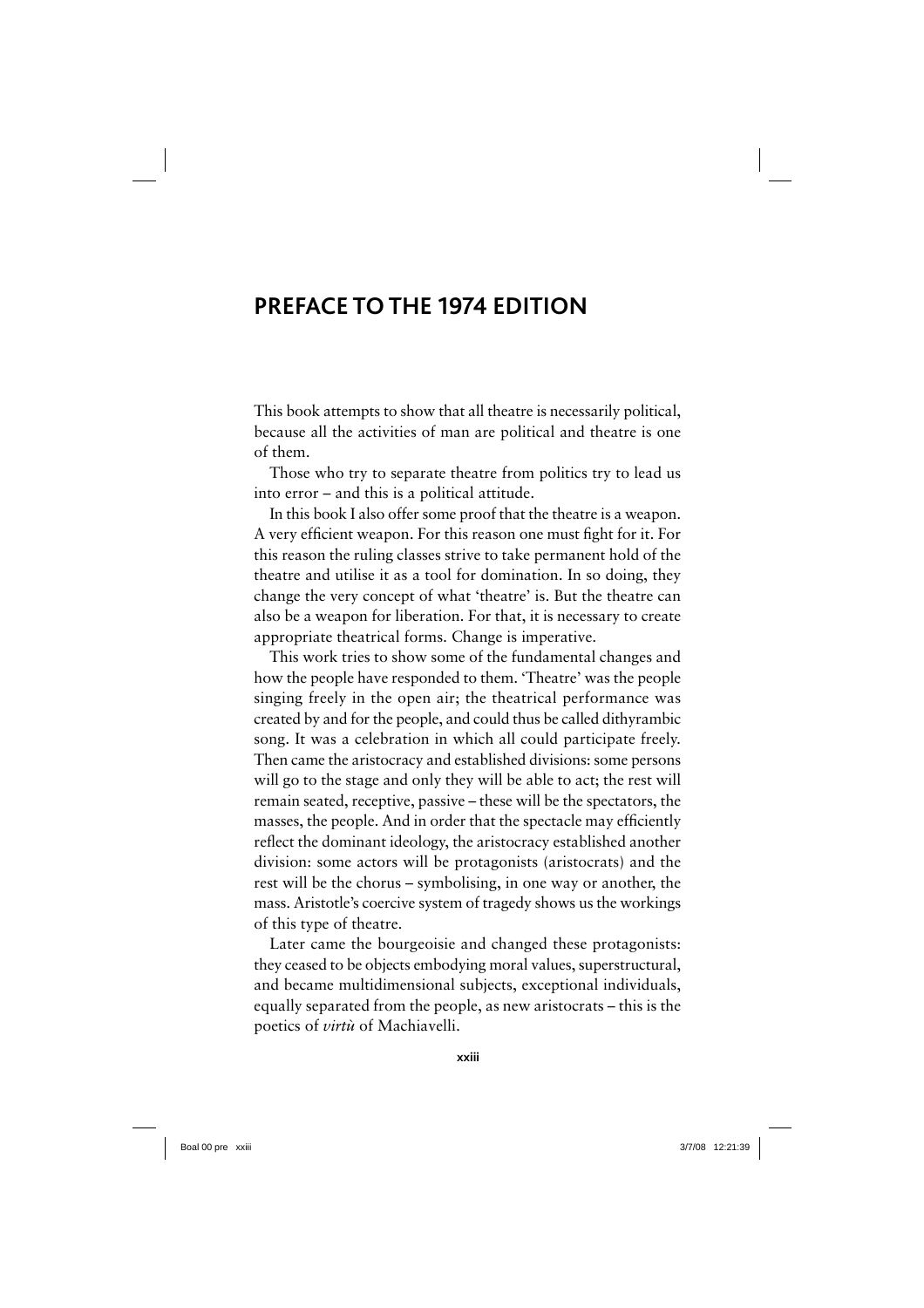# PREFACE TO THE 1974 EDITION

This book attempts to show that all theatre is necessarily political, because all the activities of man are political and theatre is one of them.

Those who try to separate theatre from politics try to lead us into error – and this is a political attitude.

In this book I also offer some proof that the theatre is a weapon. A very efficient weapon. For this reason one must fight for it. For this reason the ruling classes strive to take permanent hold of the theatre and utilise it as a tool for domination. In so doing, they change the very concept of what 'theatre' is. But the theatre can also be a weapon for liberation. For that, it is necessary to create appropriate theatrical forms. Change is imperative.

This work tries to show some of the fundamental changes and how the people have responded to them. 'Theatre' was the people singing freely in the open air; the theatrical performance was created by and for the people, and could thus be called dithyrambic song. It was a celebration in which all could participate freely. Then came the aristocracy and established divisions: some persons will go to the stage and only they will be able to act; the rest will remain seated, receptive, passive – these will be the spectators, the masses, the people. And in order that the spectacle may efficiently reflect the dominant ideology, the aristocracy established another division: some actors will be protagonists (aristocrats) and the rest will be the chorus – symbolising, in one way or another, the mass. Aristotle's coercive system of tragedy shows us the workings of this type of theatre.

Later came the bourgeoisie and changed these protagonists: they ceased to be objects embodying moral values, superstructural, and became multidimensional subjects, exceptional individuals, equally separated from the people, as new aristocrats – this is the poetics of *virtù* of Machiavelli.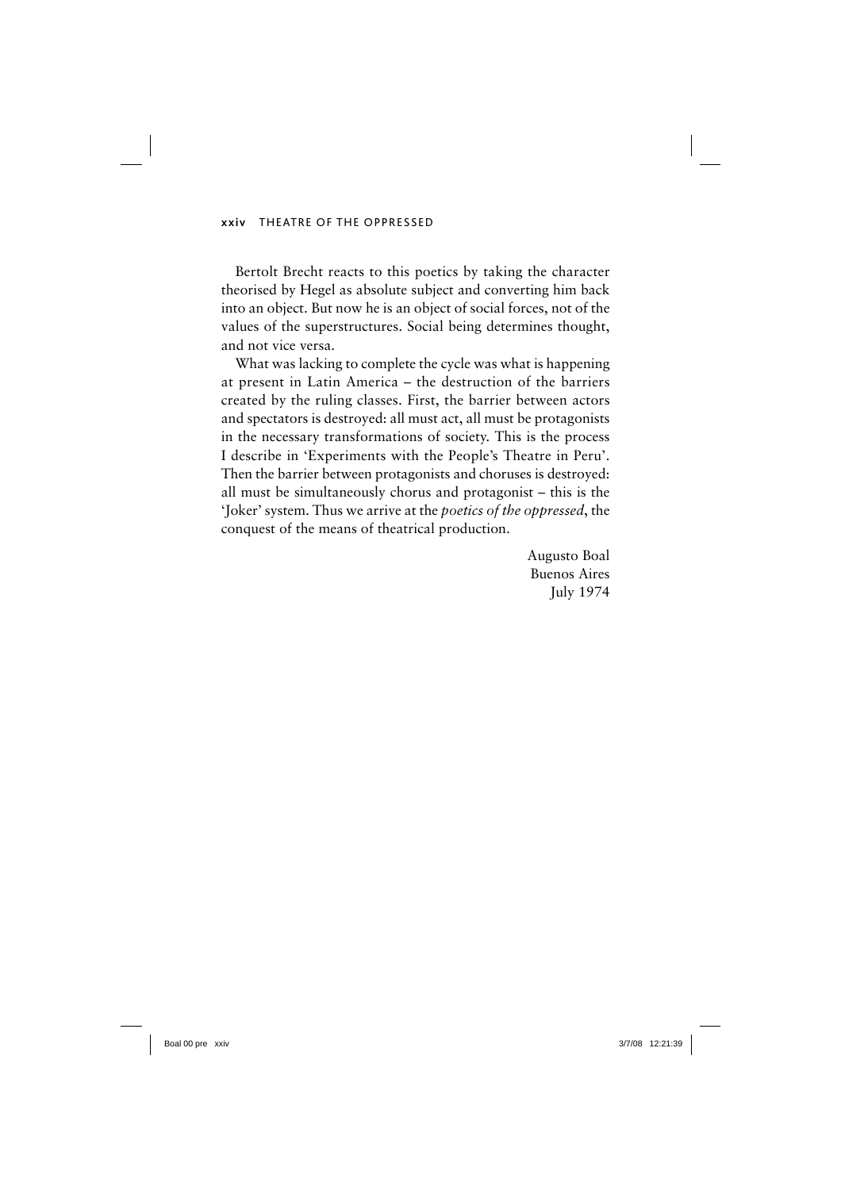Bertolt Brecht reacts to this poetics by taking the character theorised by Hegel as absolute subject and converting him back into an object. But now he is an object of social forces, not of the values of the superstructures. Social being determines thought, and not vice versa.

What was lacking to complete the cycle was what is happening at present in Latin America – the destruction of the barriers created by the ruling classes. First, the barrier between actors and spectators is destroyed: all must act, all must be protagonists in the necessary transformations of society. This is the process I describe in 'Experiments with the People's Theatre in Peru'. Then the barrier between protagonists and choruses is destroyed: all must be simultaneously chorus and protagonist – this is the 'Joker' system. Thus we arrive at the *poetics of the oppressed*, the conquest of the means of theatrical production.

Augusto Boal
Buenos Aires
July 1974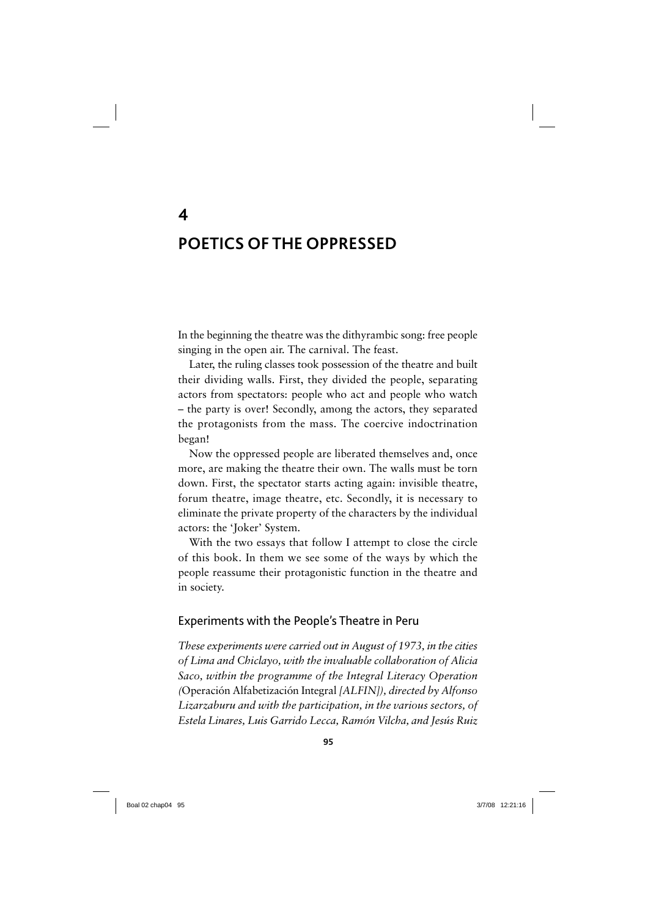# 4

# POETICS OF THE OPPRESSED

In the beginning the theatre was the dithyrambic song: free people singing in the open air. The carnival. The feast.

Later, the ruling classes took possession of the theatre and built their dividing walls. First, they divided the people, separating actors from spectators: people who act and people who watch – the party is over! Secondly, among the actors, they separated the protagonists from the mass. The coercive indoctrination began!

Now the oppressed people are liberated themselves and, once more, are making the theatre their own. The walls must be torn down. First, the spectator starts acting again: invisible theatre, forum theatre, image theatre, etc. Secondly, it is necessary to eliminate the private property of the characters by the individual actors: the 'Joker' System.

With the two essays that follow I attempt to close the circle of this book. In them we see some of the ways by which the people reassume their protagonistic function in the theatre and in society.

## Experiments with the People's Theatre in Peru

*These experiments were carried out in August of 1973, in the cities of Lima and Chiclayo, with the invaluable collaboration of Alicia Saco, within the programme of the Integral Literacy Operation (*Operación Alfabetización Integral *[ALFIN]), directed by Alfonso Lizarzaburu and with the participation, in the various sectors, of Estela Linares, Luis Garrido Lecca, Ramón Vilcha, and Jesús Ruiz*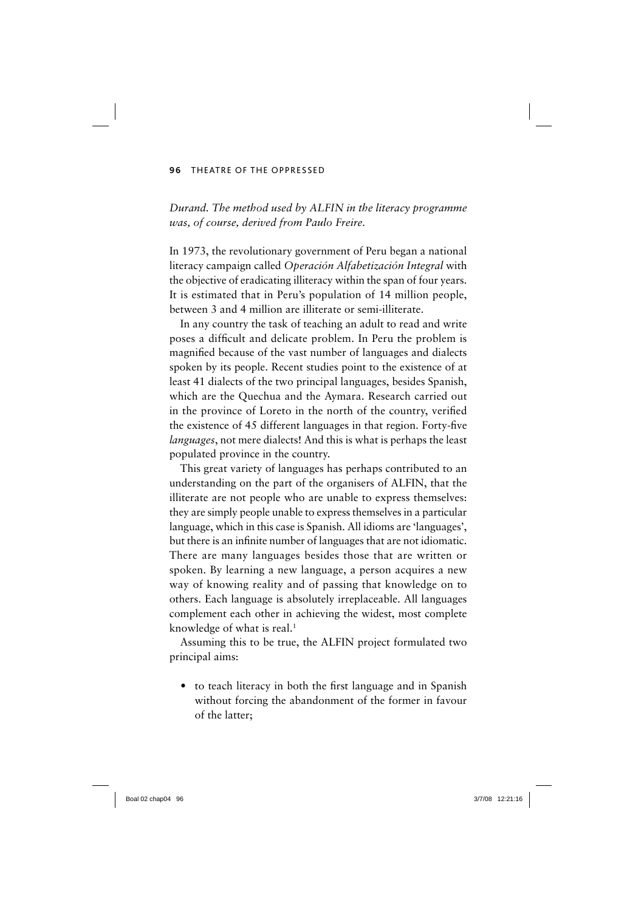*Durand. The method used by ALFIN in the literacy programme was, of course, derived from Paulo Freire.*

In 1973, the revolutionary government of Peru began a national literacy campaign called *Operación Alfabetización Integral* with the objective of eradicating illiteracy within the span of four years. It is estimated that in Peru's population of 14 million people, between 3 and 4 million are illiterate or semi-illiterate.

In any country the task of teaching an adult to read and write poses a difficult and delicate problem. In Peru the problem is magnified because of the vast number of languages and dialects spoken by its people. Recent studies point to the existence of at least 41 dialects of the two principal languages, besides Spanish, which are the Quechua and the Aymara. Research carried out in the province of Loreto in the north of the country, verified the existence of 45 different languages in that region. Forty-five *languages*, not mere dialects! And this is what is perhaps the least populated province in the country.

This great variety of languages has perhaps contributed to an understanding on the part of the organisers of ALFIN, that the illiterate are not people who are unable to express themselves: they are simply people unable to express themselves in a particular language, which in this case is Spanish. All idioms are 'languages', but there is an infinite number of languages that are not idiomatic. There are many languages besides those that are written or spoken. By learning a new language, a person acquires a new way of knowing reality and of passing that knowledge on to others. Each language is absolutely irreplaceable. All languages complement each other in achieving the widest, most complete knowledge of what is real.[1]

Assuming this to be true, the ALFIN project formulated two principal aims:

- to teach literacy in both the first language and in Spanish without forcing the abandonment of the former in favour of the latter;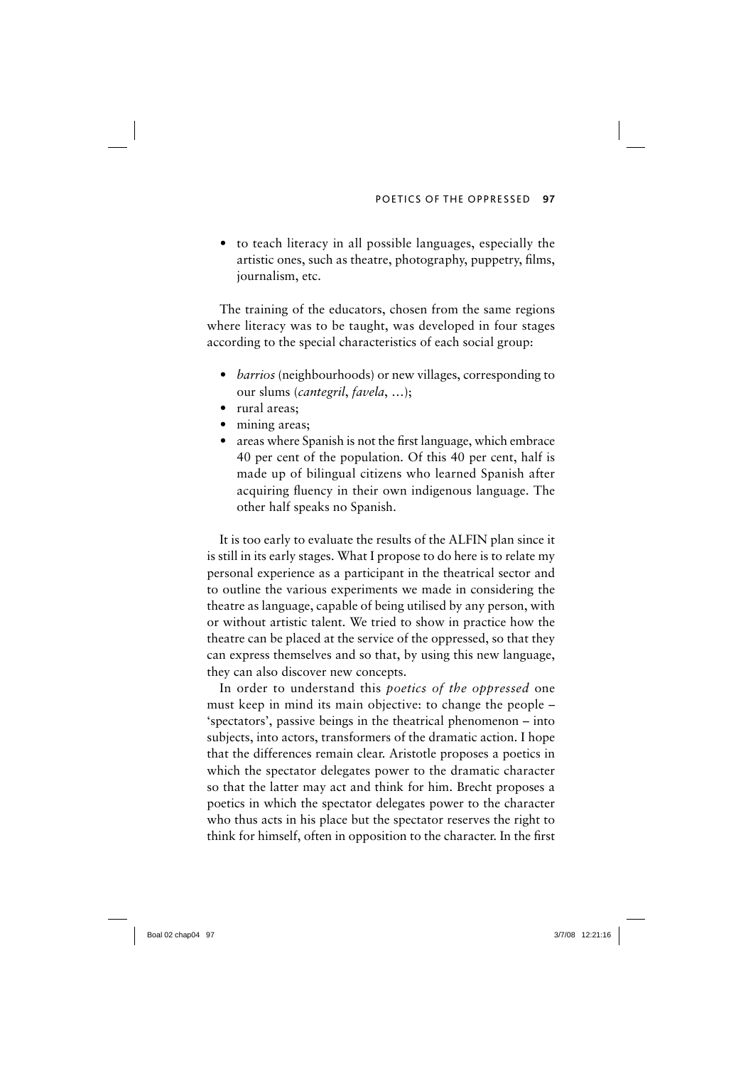- to teach literacy in all possible languages, especially the artistic ones, such as theatre, photography, puppetry, films, journalism, etc.

The training of the educators, chosen from the same regions where literacy was to be taught, was developed in four stages according to the special characteristics of each social group:

- *barrios* (neighbourhoods) or new villages, corresponding to our slums (*cantegril*, *favela*, ...);
- rural areas;
- mining areas;
- areas where Spanish is not the first language, which embrace 40 per cent of the population. Of this 40 per cent, half is made up of bilingual citizens who learned Spanish after acquiring fluency in their own indigenous language. The other half speaks no Spanish.

It is too early to evaluate the results of the ALFIN plan since it is still in its early stages. What I propose to do here is to relate my personal experience as a participant in the theatrical sector and to outline the various experiments we made in considering the theatre as language, capable of being utilised by any person, with or without artistic talent. We tried to show in practice how the theatre can be placed at the service of the oppressed, so that they can express themselves and so that, by using this new language, they can also discover new concepts.

In order to understand this *poetics of the oppressed* one must keep in mind its main objective: to change the people – 'spectators', passive beings in the theatrical phenomenon – into subjects, into actors, transformers of the dramatic action. I hope that the differences remain clear. Aristotle proposes a poetics in which the spectator delegates power to the dramatic character so that the latter may act and think for him. Brecht proposes a poetics in which the spectator delegates power to the character who thus acts in his place but the spectator reserves the right to think for himself, often in opposition to the character. In the first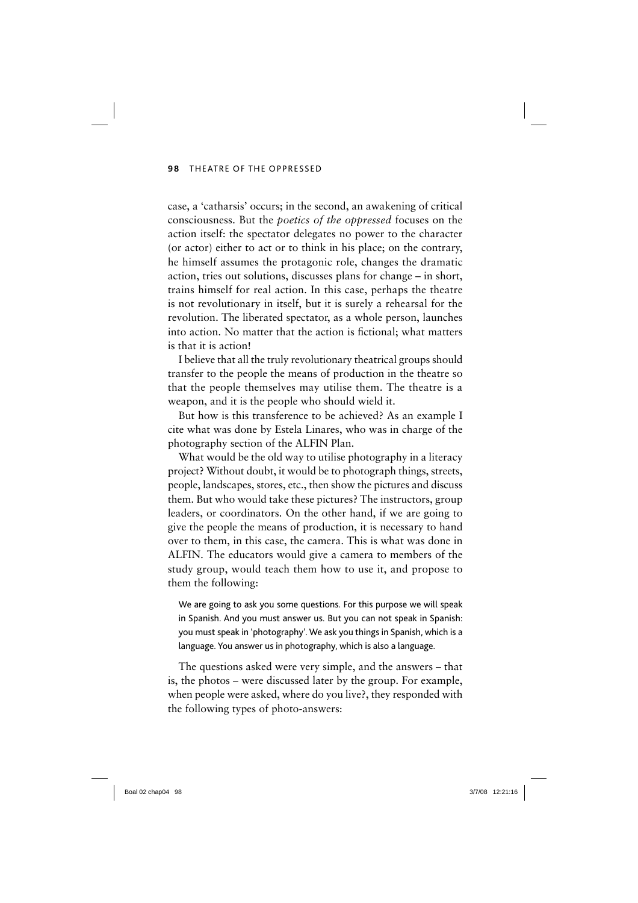case, a 'catharsis' occurs; in the second, an awakening of critical consciousness. But the *poetics of the oppressed* focuses on the action itself: the spectator delegates no power to the character (or actor) either to act or to think in his place; on the contrary, he himself assumes the protagonic role, changes the dramatic action, tries out solutions, discusses plans for change – in short, trains himself for real action. In this case, perhaps the theatre is not revolutionary in itself, but it is surely a rehearsal for the revolution. The liberated spectator, as a whole person, launches into action. No matter that the action is fictional; what matters is that it is action!

I believe that all the truly revolutionary theatrical groups should transfer to the people the means of production in the theatre so that the people themselves may utilise them. The theatre is a weapon, and it is the people who should wield it.

But how is this transference to be achieved? As an example I cite what was done by Estela Linares, who was in charge of the photography section of the ALFIN Plan.

What would be the old way to utilise photography in a literacy project? Without doubt, it would be to photograph things, streets, people, landscapes, stores, etc., then show the pictures and discuss them. But who would take these pictures? The instructors, group leaders, or coordinators. On the other hand, if we are going to give the people the means of production, it is necessary to hand over to them, in this case, the camera. This is what was done in ALFIN. The educators would give a camera to members of the study group, would teach them how to use it, and propose to them the following:

> We are going to ask you some questions. For this purpose we will speak in Spanish. And you must answer us. But you can not speak in Spanish: you must speak in 'photography'. We ask you things in Spanish, which is a language. You answer us in photography, which is also a language.

The questions asked were very simple, and the answers – that is, the photos – were discussed later by the group. For example, when people were asked, where do you live?, they responded with the following types of photo-answers: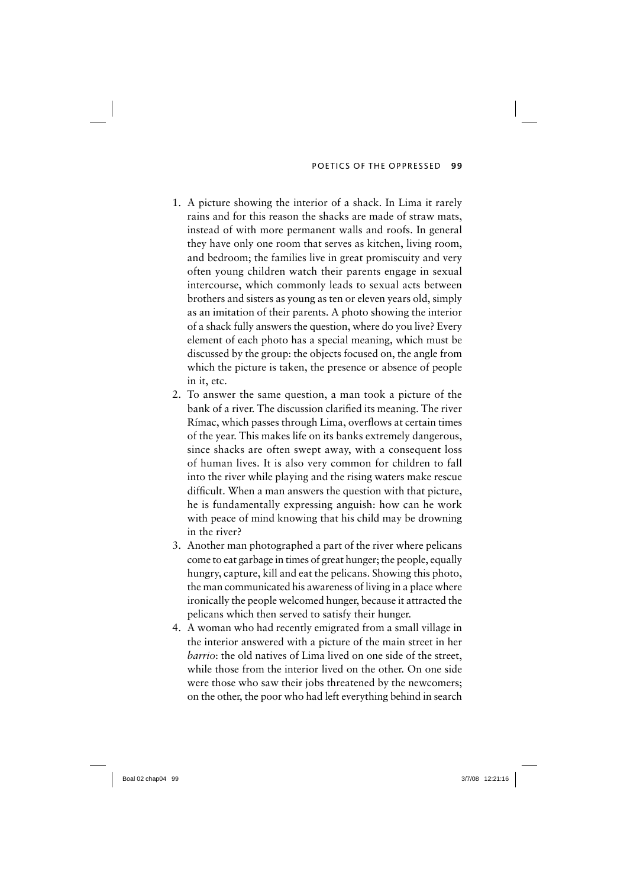1. A picture showing the interior of a shack. In Lima it rarely rains and for this reason the shacks are made of straw mats, instead of with more permanent walls and roofs. In general they have only one room that serves as kitchen, living room, and bedroom; the families live in great promiscuity and very often young children watch their parents engage in sexual intercourse, which commonly leads to sexual acts between brothers and sisters as young as ten or eleven years old, simply as an imitation of their parents. A photo showing the interior of a shack fully answers the question, where do you live? Every element of each photo has a special meaning, which must be discussed by the group: the objects focused on, the angle from which the picture is taken, the presence or absence of people in it, etc.
2. To answer the same question, a man took a picture of the bank of a river. The discussion clarified its meaning. The river Rímac, which passes through Lima, overflows at certain times of the year. This makes life on its banks extremely dangerous, since shacks are often swept away, with a consequent loss of human lives. It is also very common for children to fall into the river while playing and the rising waters make rescue difficult. When a man answers the question with that picture, he is fundamentally expressing anguish: how can he work with peace of mind knowing that his child may be drowning in the river?
3. Another man photographed a part of the river where pelicans come to eat garbage in times of great hunger; the people, equally hungry, capture, kill and eat the pelicans. Showing this photo, the man communicated his awareness of living in a place where ironically the people welcomed hunger, because it attracted the pelicans which then served to satisfy their hunger.
4. A woman who had recently emigrated from a small village in the interior answered with a picture of the main street in her *barrio*: the old natives of Lima lived on one side of the street, while those from the interior lived on the other. On one side were those who saw their jobs threatened by the newcomers; on the other, the poor who had left everything behind in search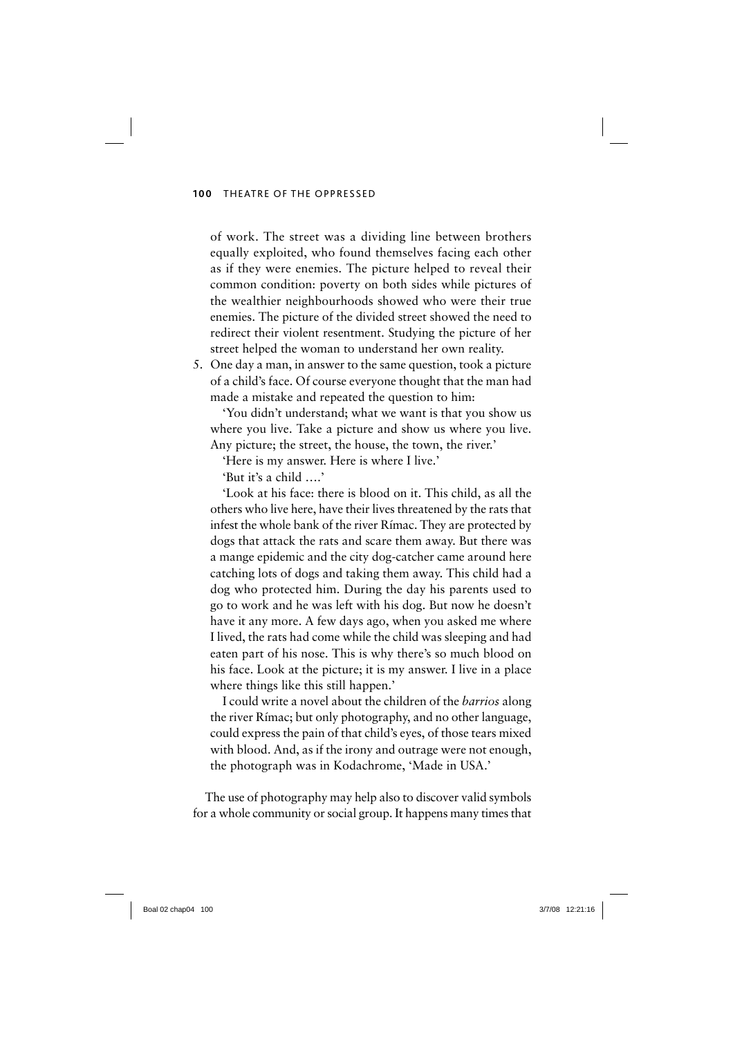of work. The street was a dividing line between brothers equally exploited, who found themselves facing each other as if they were enemies. The picture helped to reveal their common condition: poverty on both sides while pictures of the wealthier neighbourhoods showed who were their true enemies. The picture of the divided street showed the need to redirect their violent resentment. Studying the picture of her street helped the woman to understand her own reality.

5. One day a man, in answer to the same question, took a picture of a child's face. Of course everyone thought that the man had made a mistake and repeated the question to him:

   'You didn't understand; what we want is that you show us where you live. Take a picture and show us where you live. Any picture; the street, the house, the town, the river.'

   'Here is my answer. Here is where I live.'

   'But it's a child ….'

   'Look at his face: there is blood on it. This child, as all the others who live here, have their lives threatened by the rats that infest the whole bank of the river Rímac. They are protected by dogs that attack the rats and scare them away. But there was a mange epidemic and the city dog-catcher came around here catching lots of dogs and taking them away. This child had a dog who protected him. During the day his parents used to go to work and he was left with his dog. But now he doesn't have it any more. A few days ago, when you asked me where I lived, the rats had come while the child was sleeping and had eaten part of his nose. This is why there's so much blood on his face. Look at the picture; it is my answer. I live in a place where things like this still happen.'

   I could write a novel about the children of the *barrios* along the river Rímac; but only photography, and no other language, could express the pain of that child's eyes, of those tears mixed with blood. And, as if the irony and outrage were not enough, the photograph was in Kodachrome, 'Made in USA.'

The use of photography may help also to discover valid symbols for a whole community or social group. It happens many times that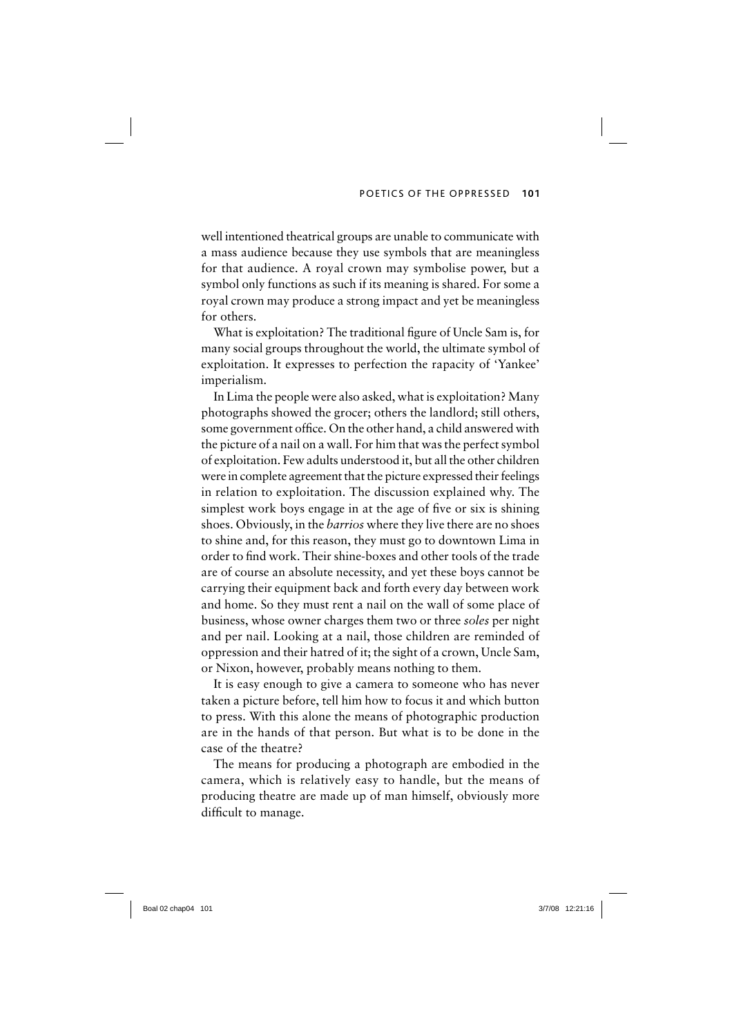well intentioned theatrical groups are unable to communicate with a mass audience because they use symbols that are meaningless for that audience. A royal crown may symbolise power, but a symbol only functions as such if its meaning is shared. For some a royal crown may produce a strong impact and yet be meaningless for others.

What is exploitation? The traditional figure of Uncle Sam is, for many social groups throughout the world, the ultimate symbol of exploitation. It expresses to perfection the rapacity of 'Yankee' imperialism.

In Lima the people were also asked, what is exploitation? Many photographs showed the grocer; others the landlord; still others, some government office. On the other hand, a child answered with the picture of a nail on a wall. For him that was the perfect symbol of exploitation. Few adults understood it, but all the other children were in complete agreement that the picture expressed their feelings in relation to exploitation. The discussion explained why. The simplest work boys engage in at the age of five or six is shining shoes. Obviously, in the *barrios* where they live there are no shoes to shine and, for this reason, they must go to downtown Lima in order to find work. Their shine-boxes and other tools of the trade are of course an absolute necessity, and yet these boys cannot be carrying their equipment back and forth every day between work and home. So they must rent a nail on the wall of some place of business, whose owner charges them two or three *soles* per night and per nail. Looking at a nail, those children are reminded of oppression and their hatred of it; the sight of a crown, Uncle Sam, or Nixon, however, probably means nothing to them.

It is easy enough to give a camera to someone who has never taken a picture before, tell him how to focus it and which button to press. With this alone the means of photographic production are in the hands of that person. But what is to be done in the case of the theatre?

The means for producing a photograph are embodied in the camera, which is relatively easy to handle, but the means of producing theatre are made up of man himself, obviously more difficult to manage.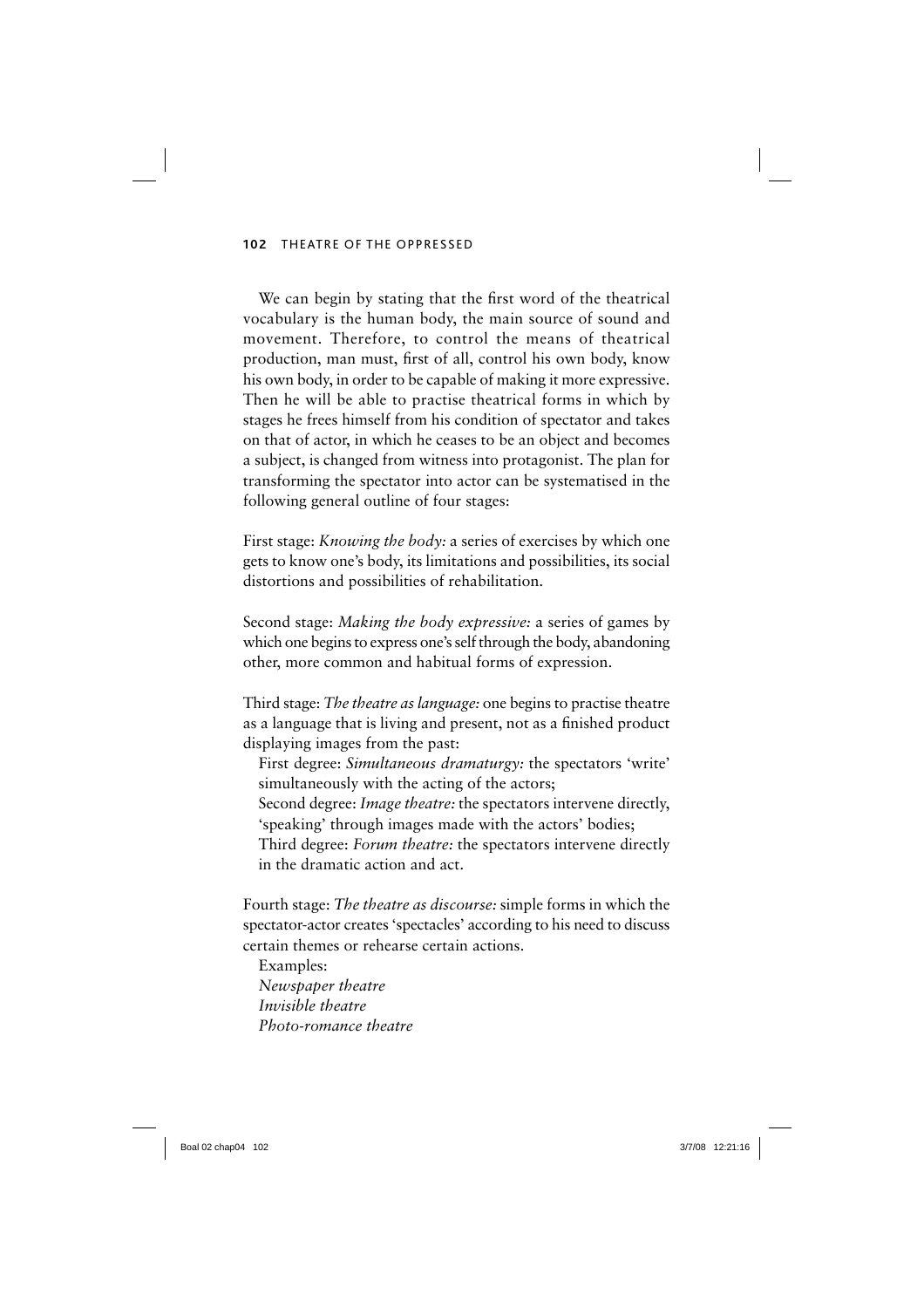We can begin by stating that the first word of the theatrical vocabulary is the human body, the main source of sound and movement. Therefore, to control the means of theatrical production, man must, first of all, control his own body, know his own body, in order to be capable of making it more expressive. Then he will be able to practise theatrical forms in which by stages he frees himself from his condition of spectator and takes on that of actor, in which he ceases to be an object and becomes a subject, is changed from witness into protagonist. The plan for transforming the spectator into actor can be systematised in the following general outline of four stages:

First stage: *Knowing the body:* a series of exercises by which one gets to know one's body, its limitations and possibilities, its social distortions and possibilities of rehabilitation.

Second stage: *Making the body expressive:* a series of games by which one begins to express one's self through the body, abandoning other, more common and habitual forms of expression.

Third stage: *The theatre as language:* one begins to practise theatre as a language that is living and present, not as a finished product displaying images from the past:

First degree: *Simultaneous dramaturgy:* the spectators 'write' simultaneously with the acting of the actors;
Second degree: *Image theatre:* the spectators intervene directly, 'speaking' through images made with the actors' bodies;
Third degree: *Forum theatre:* the spectators intervene directly in the dramatic action and act.

Fourth stage: *The theatre as discourse:* simple forms in which the spectator-actor creates 'spectacles' according to his need to discuss certain themes or rehearse certain actions.

Examples:
*Newspaper theatre*
*Invisible theatre*
*Photo-romance theatre*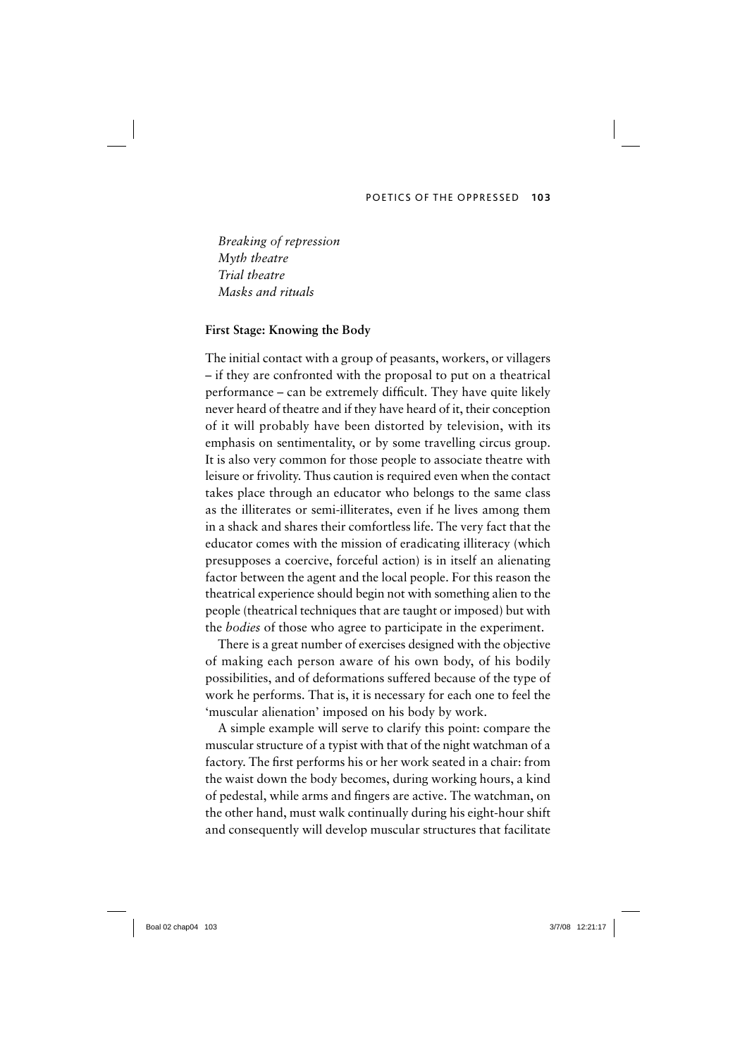*Breaking of repression*
*Myth theatre*
*Trial theatre*
*Masks and rituals*

**First Stage: Knowing the Body**

The initial contact with a group of peasants, workers, or villagers – if they are confronted with the proposal to put on a theatrical performance – can be extremely difficult. They have quite likely never heard of theatre and if they have heard of it, their conception of it will probably have been distorted by television, with its emphasis on sentimentality, or by some travelling circus group. It is also very common for those people to associate theatre with leisure or frivolity. Thus caution is required even when the contact takes place through an educator who belongs to the same class as the illiterates or semi-illiterates, even if he lives among them in a shack and shares their comfortless life. The very fact that the educator comes with the mission of eradicating illiteracy (which presupposes a coercive, forceful action) is in itself an alienating factor between the agent and the local people. For this reason the theatrical experience should begin not with something alien to the people (theatrical techniques that are taught or imposed) but with the *bodies* of those who agree to participate in the experiment.

There is a great number of exercises designed with the objective of making each person aware of his own body, of his bodily possibilities, and of deformations suffered because of the type of work he performs. That is, it is necessary for each one to feel the 'muscular alienation' imposed on his body by work.

A simple example will serve to clarify this point: compare the muscular structure of a typist with that of the night watchman of a factory. The first performs his or her work seated in a chair: from the waist down the body becomes, during working hours, a kind of pedestal, while arms and fingers are active. The watchman, on the other hand, must walk continually during his eight-hour shift and consequently will develop muscular structures that facilitate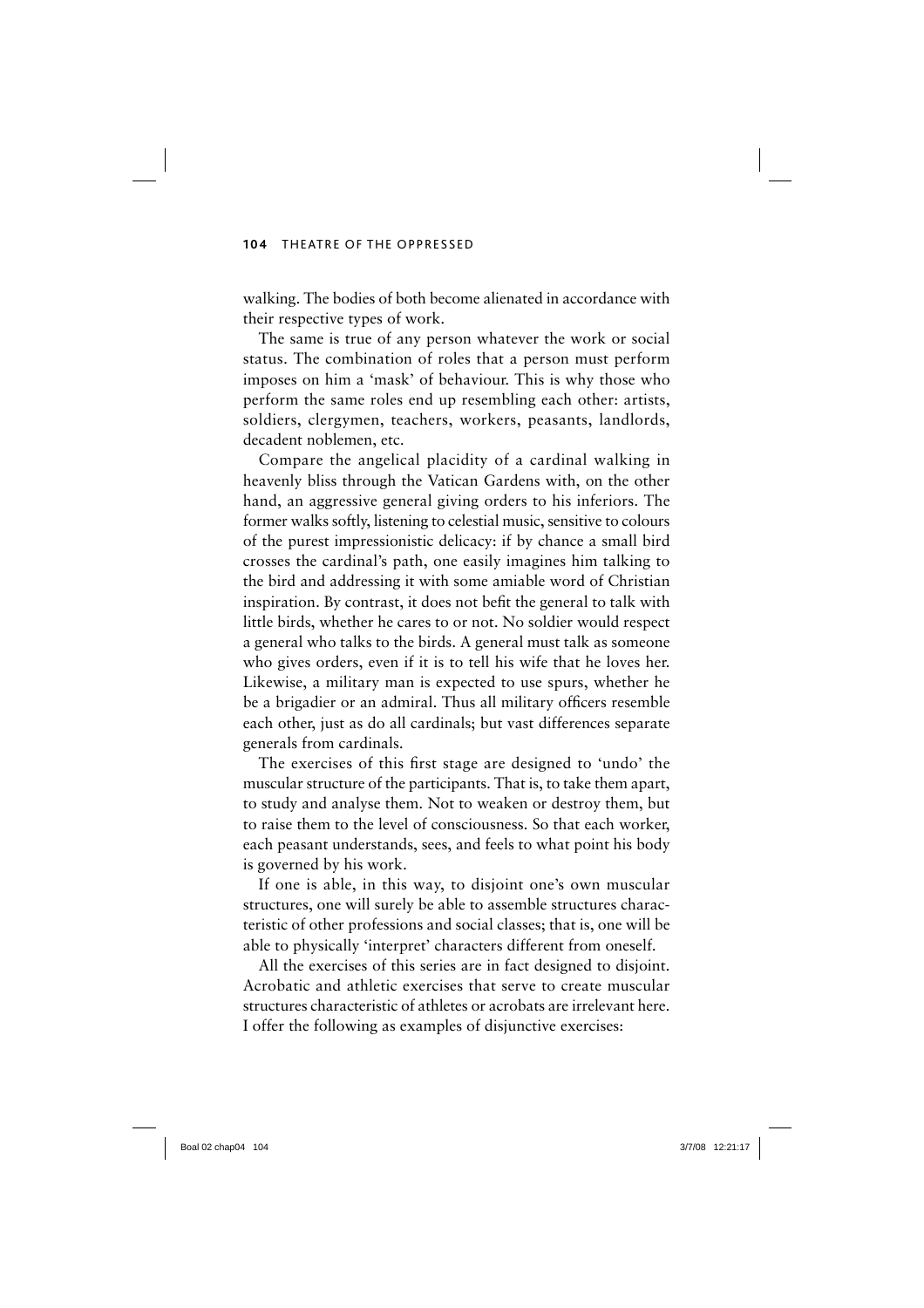walking. The bodies of both become alienated in accordance with their respective types of work.

The same is true of any person whatever the work or social status. The combination of roles that a person must perform imposes on him a 'mask' of behaviour. This is why those who perform the same roles end up resembling each other: artists, soldiers, clergymen, teachers, workers, peasants, landlords, decadent noblemen, etc.

Compare the angelical placidity of a cardinal walking in heavenly bliss through the Vatican Gardens with, on the other hand, an aggressive general giving orders to his inferiors. The former walks softly, listening to celestial music, sensitive to colours of the purest impressionistic delicacy: if by chance a small bird crosses the cardinal's path, one easily imagines him talking to the bird and addressing it with some amiable word of Christian inspiration. By contrast, it does not befit the general to talk with little birds, whether he cares to or not. No soldier would respect a general who talks to the birds. A general must talk as someone who gives orders, even if it is to tell his wife that he loves her. Likewise, a military man is expected to use spurs, whether he be a brigadier or an admiral. Thus all military officers resemble each other, just as do all cardinals; but vast differences separate generals from cardinals.

The exercises of this first stage are designed to 'undo' the muscular structure of the participants. That is, to take them apart, to study and analyse them. Not to weaken or destroy them, but to raise them to the level of consciousness. So that each worker, each peasant understands, sees, and feels to what point his body is governed by his work.

If one is able, in this way, to disjoint one's own muscular structures, one will surely be able to assemble structures characteristic of other professions and social classes; that is, one will be able to physically 'interpret' characters different from oneself.

All the exercises of this series are in fact designed to disjoint. Acrobatic and athletic exercises that serve to create muscular structures characteristic of athletes or acrobats are irrelevant here. I offer the following as examples of disjunctive exercises: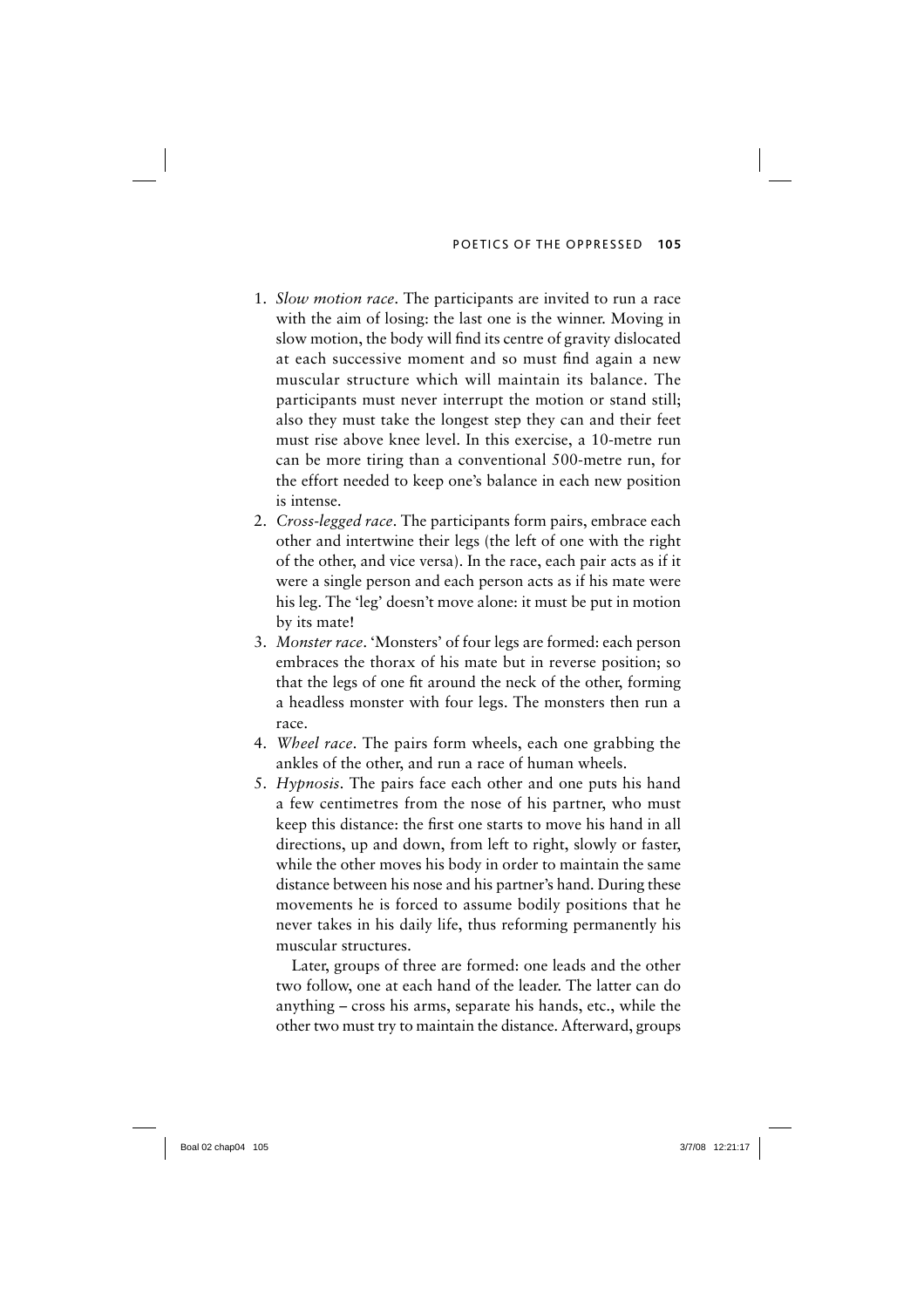1. *Slow motion race*. The participants are invited to run a race with the aim of losing: the last one is the winner. Moving in slow motion, the body will find its centre of gravity dislocated at each successive moment and so must find again a new muscular structure which will maintain its balance. The participants must never interrupt the motion or stand still; also they must take the longest step they can and their feet must rise above knee level. In this exercise, a 10-metre run can be more tiring than a conventional 500-metre run, for the effort needed to keep one's balance in each new position is intense.
2. *Cross-legged race*. The participants form pairs, embrace each other and intertwine their legs (the left of one with the right of the other, and vice versa). In the race, each pair acts as if it were a single person and each person acts as if his mate were his leg. The 'leg' doesn't move alone: it must be put in motion by its mate!
3. *Monster race*. 'Monsters' of four legs are formed: each person embraces the thorax of his mate but in reverse position; so that the legs of one fit around the neck of the other, forming a headless monster with four legs. The monsters then run a race.
4. *Wheel race*. The pairs form wheels, each one grabbing the ankles of the other, and run a race of human wheels.
5. *Hypnosis*. The pairs face each other and one puts his hand a few centimetres from the nose of his partner, who must keep this distance: the first one starts to move his hand in all directions, up and down, from left to right, slowly or faster, while the other moves his body in order to maintain the same distance between his nose and his partner's hand. During these movements he is forced to assume bodily positions that he never takes in his daily life, thus reforming permanently his muscular structures.

   Later, groups of three are formed: one leads and the other two follow, one at each hand of the leader. The latter can do anything – cross his arms, separate his hands, etc., while the other two must try to maintain the distance. Afterward, groups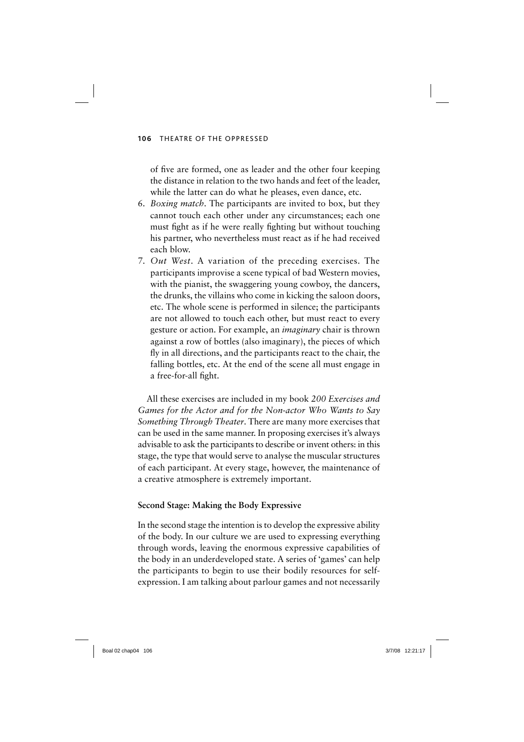of five are formed, one as leader and the other four keeping the distance in relation to the two hands and feet of the leader, while the latter can do what he pleases, even dance, etc.

6. *Boxing match*. The participants are invited to box, but they cannot touch each other under any circumstances; each one must fight as if he were really fighting but without touching his partner, who nevertheless must react as if he had received each blow.
7. *Out West*. A variation of the preceding exercises. The participants improvise a scene typical of bad Western movies, with the pianist, the swaggering young cowboy, the dancers, the drunks, the villains who come in kicking the saloon doors, etc. The whole scene is performed in silence; the participants are not allowed to touch each other, but must react to every gesture or action. For example, an *imaginary* chair is thrown against a row of bottles (also imaginary), the pieces of which fly in all directions, and the participants react to the chair, the falling bottles, etc. At the end of the scene all must engage in a free-for-all fight.

All these exercises are included in my book *200 Exercises and Games for the Actor and for the Non-actor Who Wants to Say Something Through Theater*. There are many more exercises that can be used in the same manner. In proposing exercises it's always advisable to ask the participants to describe or invent others: in this stage, the type that would serve to analyse the muscular structures of each participant. At every stage, however, the maintenance of a creative atmosphere is extremely important.

### Second Stage: Making the Body Expressive

In the second stage the intention is to develop the expressive ability of the body. In our culture we are used to expressing everything through words, leaving the enormous expressive capabilities of the body in an underdeveloped state. A series of 'games' can help the participants to begin to use their bodily resources for self-expression. I am talking about parlour games and not necessarily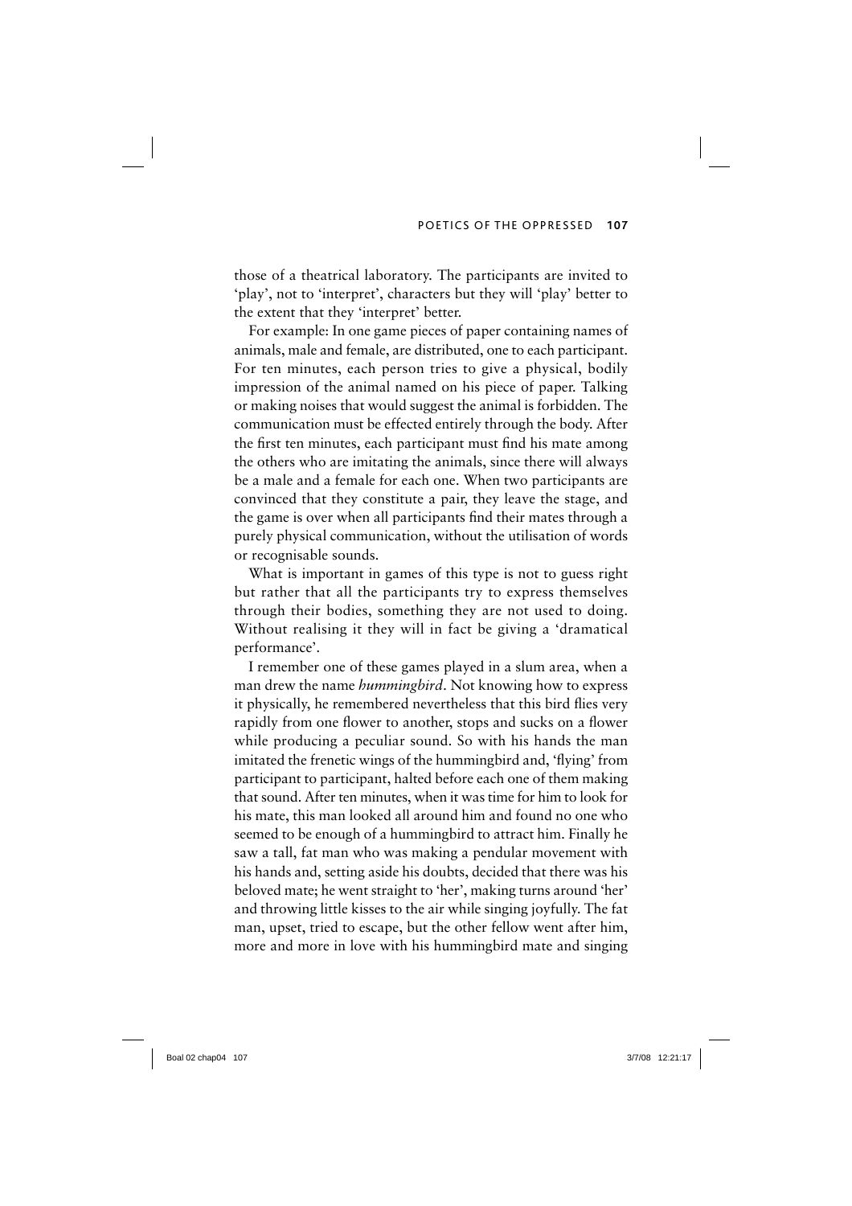those of a theatrical laboratory. The participants are invited to 'play', not to 'interpret', characters but they will 'play' better to the extent that they 'interpret' better.

For example: In one game pieces of paper containing names of animals, male and female, are distributed, one to each participant. For ten minutes, each person tries to give a physical, bodily impression of the animal named on his piece of paper. Talking or making noises that would suggest the animal is forbidden. The communication must be effected entirely through the body. After the first ten minutes, each participant must find his mate among the others who are imitating the animals, since there will always be a male and a female for each one. When two participants are convinced that they constitute a pair, they leave the stage, and the game is over when all participants find their mates through a purely physical communication, without the utilisation of words or recognisable sounds.

What is important in games of this type is not to guess right but rather that all the participants try to express themselves through their bodies, something they are not used to doing. Without realising it they will in fact be giving a 'dramatical performance'.

I remember one of these games played in a slum area, when a man drew the name *hummingbird*. Not knowing how to express it physically, he remembered nevertheless that this bird flies very rapidly from one flower to another, stops and sucks on a flower while producing a peculiar sound. So with his hands the man imitated the frenetic wings of the hummingbird and, 'flying' from participant to participant, halted before each one of them making that sound. After ten minutes, when it was time for him to look for his mate, this man looked all around him and found no one who seemed to be enough of a hummingbird to attract him. Finally he saw a tall, fat man who was making a pendular movement with his hands and, setting aside his doubts, decided that there was his beloved mate; he went straight to 'her', making turns around 'her' and throwing little kisses to the air while singing joyfully. The fat man, upset, tried to escape, but the other fellow went after him, more and more in love with his hummingbird mate and singing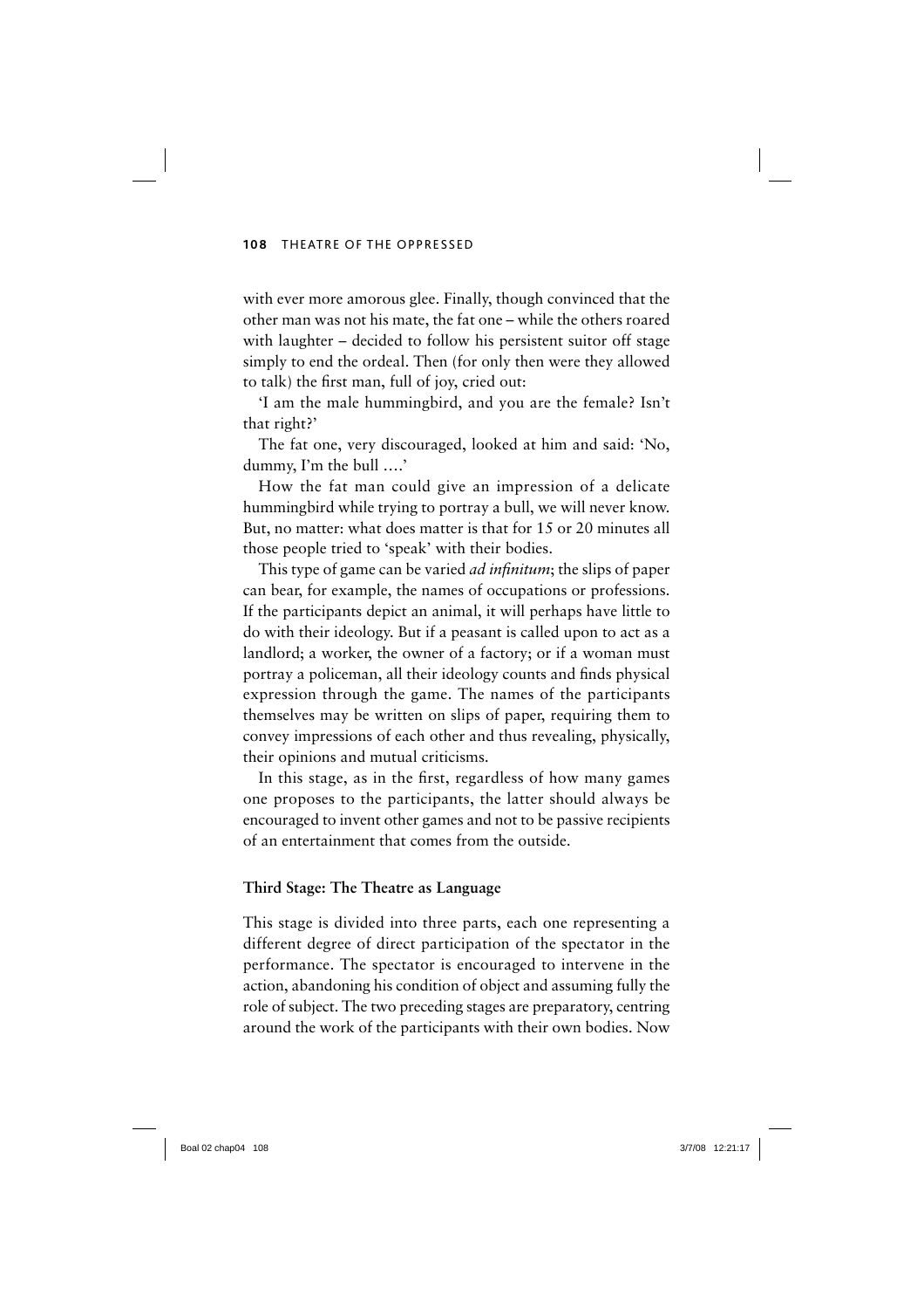with ever more amorous glee. Finally, though convinced that the other man was not his mate, the fat one – while the others roared with laughter – decided to follow his persistent suitor off stage simply to end the ordeal. Then (for only then were they allowed to talk) the first man, full of joy, cried out:

'I am the male hummingbird, and you are the female? Isn't that right?'

The fat one, very discouraged, looked at him and said: 'No, dummy, I'm the bull ….'

How the fat man could give an impression of a delicate hummingbird while trying to portray a bull, we will never know. But, no matter: what does matter is that for 15 or 20 minutes all those people tried to 'speak' with their bodies.

This type of game can be varied *ad infinitum*; the slips of paper can bear, for example, the names of occupations or professions. If the participants depict an animal, it will perhaps have little to do with their ideology. But if a peasant is called upon to act as a landlord; a worker, the owner of a factory; or if a woman must portray a policeman, all their ideology counts and finds physical expression through the game. The names of the participants themselves may be written on slips of paper, requiring them to convey impressions of each other and thus revealing, physically, their opinions and mutual criticisms.

In this stage, as in the first, regardless of how many games one proposes to the participants, the latter should always be encouraged to invent other games and not to be passive recipients of an entertainment that comes from the outside.

### Third Stage: The Theatre as Language

This stage is divided into three parts, each one representing a different degree of direct participation of the spectator in the performance. The spectator is encouraged to intervene in the action, abandoning his condition of object and assuming fully the role of subject. The two preceding stages are preparatory, centring around the work of the participants with their own bodies. Now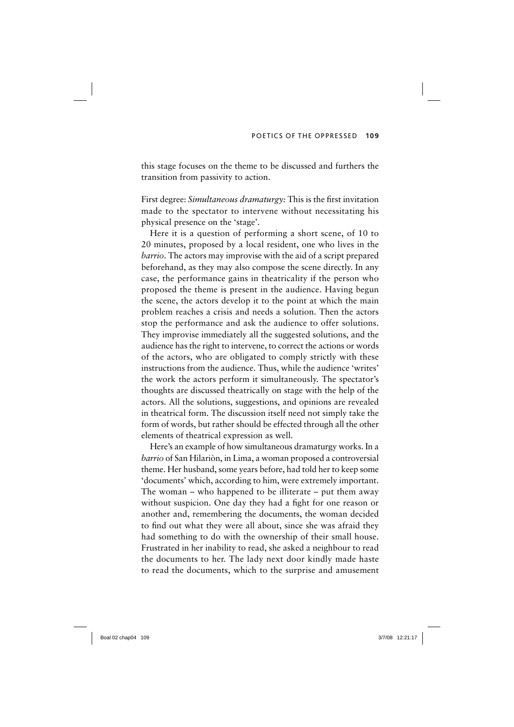this stage focuses on the theme to be discussed and furthers the transition from passivity to action.

First degree: *Simultaneous dramaturgy:* This is the first invitation made to the spectator to intervene without necessitating his physical presence on the 'stage'.

Here it is a question of performing a short scene, of 10 to 20 minutes, proposed by a local resident, one who lives in the *barrio*. The actors may improvise with the aid of a script prepared beforehand, as they may also compose the scene directly. In any case, the performance gains in theatricality if the person who proposed the theme is present in the audience. Having begun the scene, the actors develop it to the point at which the main problem reaches a crisis and needs a solution. Then the actors stop the performance and ask the audience to offer solutions. They improvise immediately all the suggested solutions, and the audience has the right to intervene, to correct the actions or words of the actors, who are obligated to comply strictly with these instructions from the audience. Thus, while the audience 'writes' the work the actors perform it simultaneously. The spectator's thoughts are discussed theatrically on stage with the help of the actors. All the solutions, suggestions, and opinions are revealed in theatrical form. The discussion itself need not simply take the form of words, but rather should be effected through all the other elements of theatrical expression as well.

Here's an example of how simultaneous dramaturgy works. In a *barrio* of San Hilariòn, in Lima, a woman proposed a controversial theme. Her husband, some years before, had told her to keep some 'documents' which, according to him, were extremely important. The woman – who happened to be illiterate – put them away without suspicion. One day they had a fight for one reason or another and, remembering the documents, the woman decided to find out what they were all about, since she was afraid they had something to do with the ownership of their small house. Frustrated in her inability to read, she asked a neighbour to read the documents to her. The lady next door kindly made haste to read the documents, which to the surprise and amusement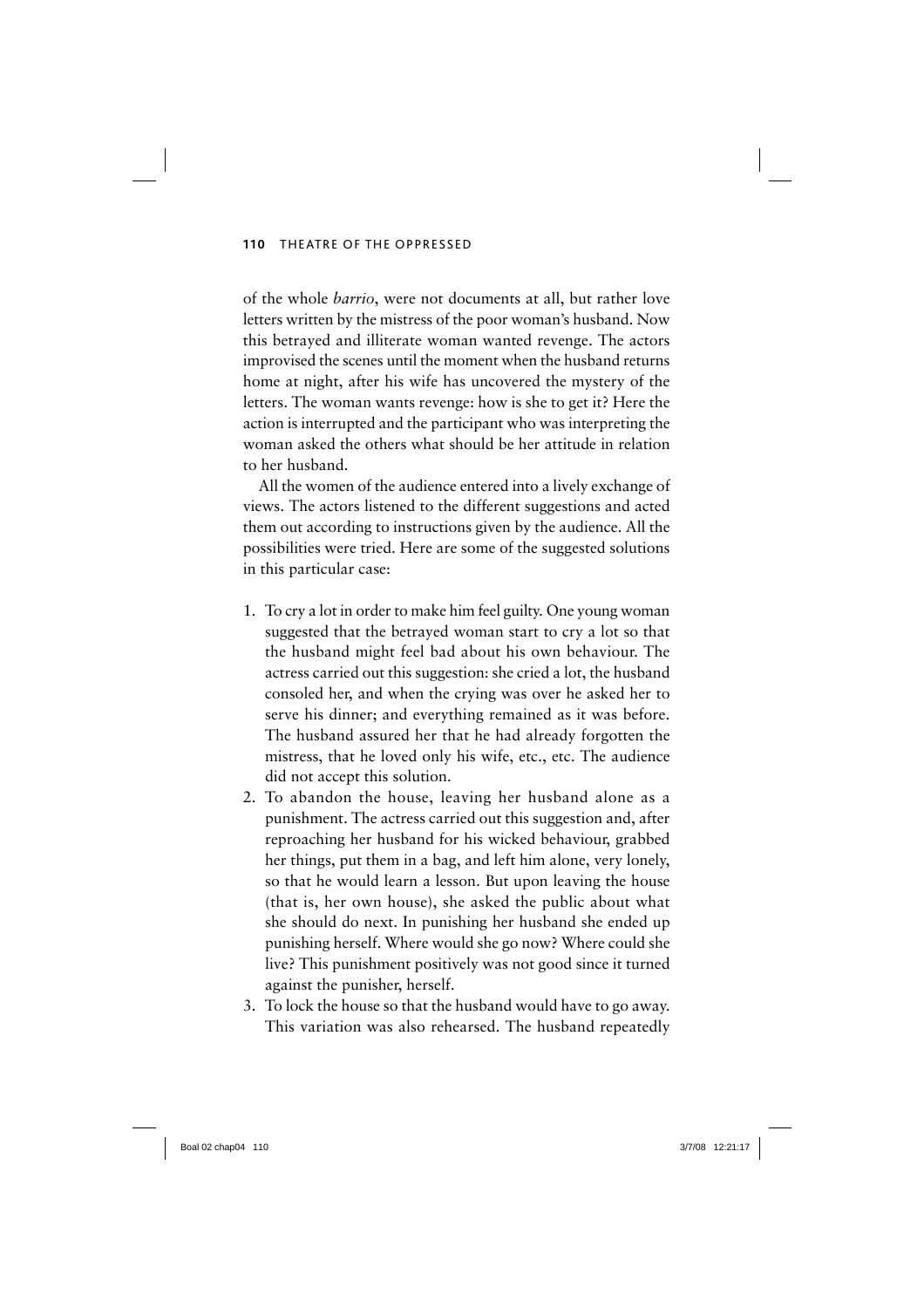of the whole *barrio*, were not documents at all, but rather love letters written by the mistress of the poor woman's husband. Now this betrayed and illiterate woman wanted revenge. The actors improvised the scenes until the moment when the husband returns home at night, after his wife has uncovered the mystery of the letters. The woman wants revenge: how is she to get it? Here the action is interrupted and the participant who was interpreting the woman asked the others what should be her attitude in relation to her husband.

All the women of the audience entered into a lively exchange of views. The actors listened to the different suggestions and acted them out according to instructions given by the audience. All the possibilities were tried. Here are some of the suggested solutions in this particular case:

1. To cry a lot in order to make him feel guilty. One young woman suggested that the betrayed woman start to cry a lot so that the husband might feel bad about his own behaviour. The actress carried out this suggestion: she cried a lot, the husband consoled her, and when the crying was over he asked her to serve his dinner; and everything remained as it was before. The husband assured her that he had already forgotten the mistress, that he loved only his wife, etc., etc. The audience did not accept this solution.
2. To abandon the house, leaving her husband alone as a punishment. The actress carried out this suggestion and, after reproaching her husband for his wicked behaviour, grabbed her things, put them in a bag, and left him alone, very lonely, so that he would learn a lesson. But upon leaving the house (that is, her own house), she asked the public about what she should do next. In punishing her husband she ended up punishing herself. Where would she go now? Where could she live? This punishment positively was not good since it turned against the punisher, herself.
3. To lock the house so that the husband would have to go away. This variation was also rehearsed. The husband repeatedly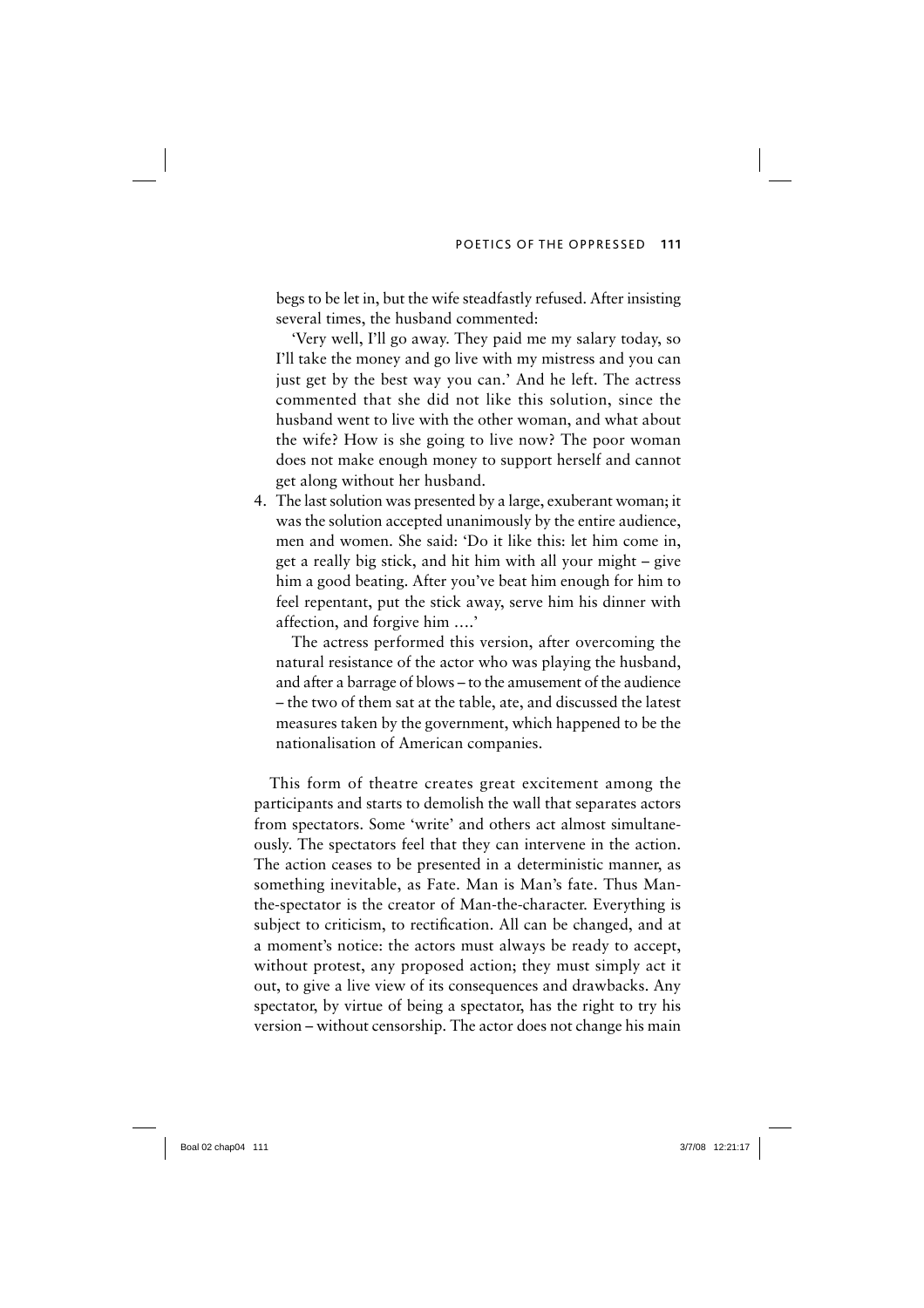begs to be let in, but the wife steadfastly refused. After insisting several times, the husband commented:

'Very well, I'll go away. They paid me my salary today, so I'll take the money and go live with my mistress and you can just get by the best way you can.' And he left. The actress commented that she did not like this solution, since the husband went to live with the other woman, and what about the wife? How is she going to live now? The poor woman does not make enough money to support herself and cannot get along without her husband.

4. The last solution was presented by a large, exuberant woman; it was the solution accepted unanimously by the entire audience, men and women. She said: 'Do it like this: let him come in, get a really big stick, and hit him with all your might – give him a good beating. After you've beat him enough for him to feel repentant, put the stick away, serve him his dinner with affection, and forgive him ….'

   The actress performed this version, after overcoming the natural resistance of the actor who was playing the husband, and after a barrage of blows – to the amusement of the audience – the two of them sat at the table, ate, and discussed the latest measures taken by the government, which happened to be the nationalisation of American companies.

This form of theatre creates great excitement among the participants and starts to demolish the wall that separates actors from spectators. Some 'write' and others act almost simultaneously. The spectators feel that they can intervene in the action. The action ceases to be presented in a deterministic manner, as something inevitable, as Fate. Man is Man's fate. Thus Man-the-spectator is the creator of Man-the-character. Everything is subject to criticism, to rectification. All can be changed, and at a moment's notice: the actors must always be ready to accept, without protest, any proposed action; they must simply act it out, to give a live view of its consequences and drawbacks. Any spectator, by virtue of being a spectator, has the right to try his version – without censorship. The actor does not change his main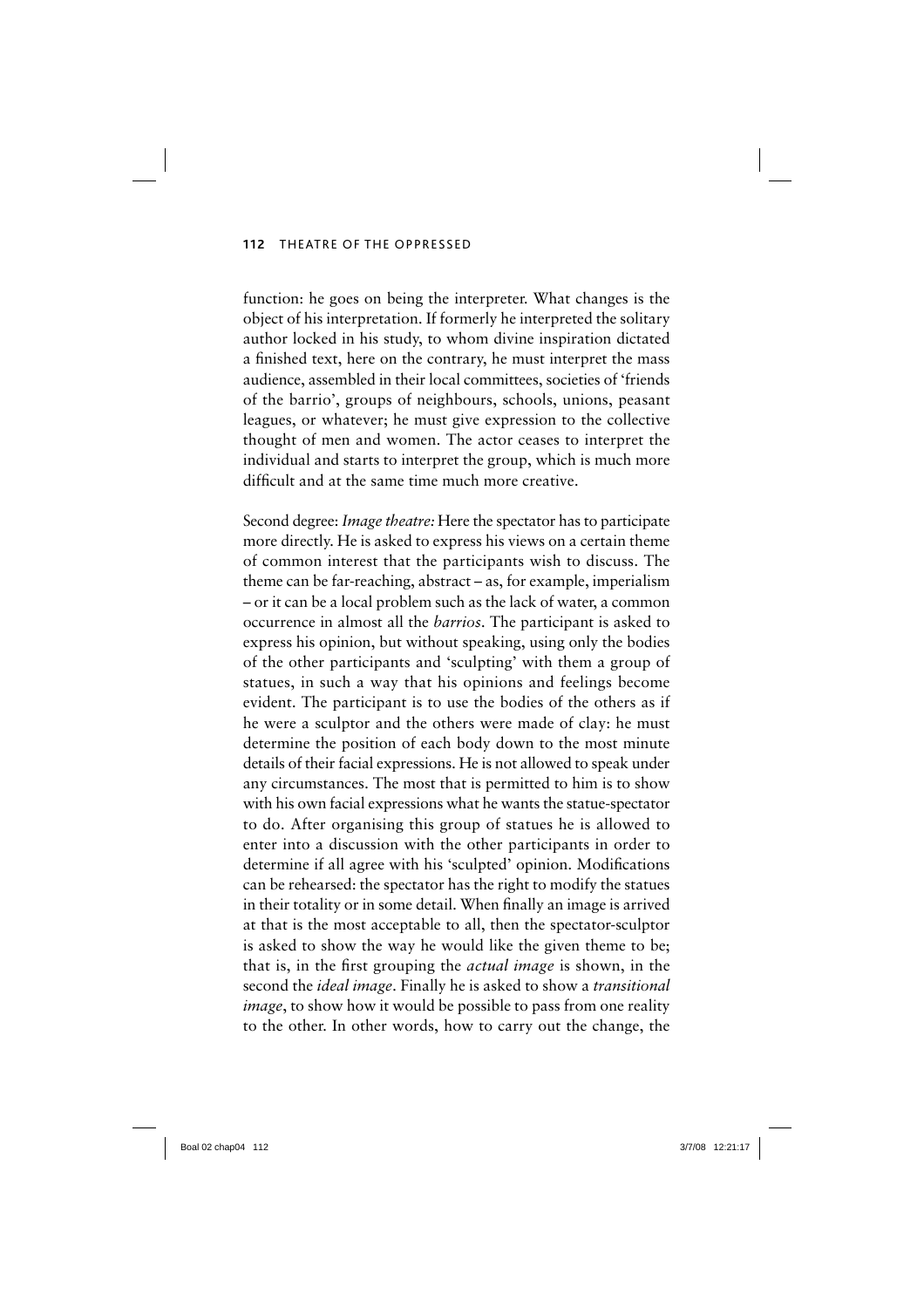function: he goes on being the interpreter. What changes is the object of his interpretation. If formerly he interpreted the solitary author locked in his study, to whom divine inspiration dictated a finished text, here on the contrary, he must interpret the mass audience, assembled in their local committees, societies of 'friends of the barrio', groups of neighbours, schools, unions, peasant leagues, or whatever; he must give expression to the collective thought of men and women. The actor ceases to interpret the individual and starts to interpret the group, which is much more difficult and at the same time much more creative.

Second degree: *Image theatre:* Here the spectator has to participate more directly. He is asked to express his views on a certain theme of common interest that the participants wish to discuss. The theme can be far-reaching, abstract – as, for example, imperialism – or it can be a local problem such as the lack of water, a common occurrence in almost all the *barrios*. The participant is asked to express his opinion, but without speaking, using only the bodies of the other participants and 'sculpting' with them a group of statues, in such a way that his opinions and feelings become evident. The participant is to use the bodies of the others as if he were a sculptor and the others were made of clay: he must determine the position of each body down to the most minute details of their facial expressions. He is not allowed to speak under any circumstances. The most that is permitted to him is to show with his own facial expressions what he wants the statue-spectator to do. After organising this group of statues he is allowed to enter into a discussion with the other participants in order to determine if all agree with his 'sculpted' opinion. Modifications can be rehearsed: the spectator has the right to modify the statues in their totality or in some detail. When finally an image is arrived at that is the most acceptable to all, then the spectator-sculptor is asked to show the way he would like the given theme to be; that is, in the first grouping the *actual image* is shown, in the second the *ideal image*. Finally he is asked to show a *transitional image*, to show how it would be possible to pass from one reality to the other. In other words, how to carry out the change, the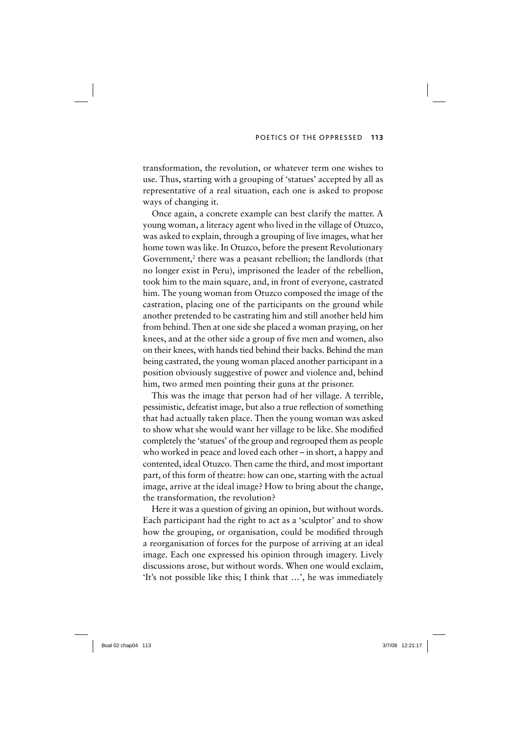transformation, the revolution, or whatever term one wishes to use. Thus, starting with a grouping of 'statues' accepted by all as representative of a real situation, each one is asked to propose ways of changing it.

Once again, a concrete example can best clarify the matter. A young woman, a literacy agent who lived in the village of Otuzco, was asked to explain, through a grouping of live images, what her home town was like. In Otuzco, before the present Revolutionary Government,[2] there was a peasant rebellion; the landlords (that no longer exist in Peru), imprisoned the leader of the rebellion, took him to the main square, and, in front of everyone, castrated him. The young woman from Otuzco composed the image of the castration, placing one of the participants on the ground while another pretended to be castrating him and still another held him from behind. Then at one side she placed a woman praying, on her knees, and at the other side a group of five men and women, also on their knees, with hands tied behind their backs. Behind the man being castrated, the young woman placed another participant in a position obviously suggestive of power and violence and, behind him, two armed men pointing their guns at the prisoner.

This was the image that person had of her village. A terrible, pessimistic, defeatist image, but also a true reflection of something that had actually taken place. Then the young woman was asked to show what she would want her village to be like. She modified completely the 'statues' of the group and regrouped them as people who worked in peace and loved each other – in short, a happy and contented, ideal Otuzco. Then came the third, and most important part, of this form of theatre: how can one, starting with the actual image, arrive at the ideal image? How to bring about the change, the transformation, the revolution?

Here it was a question of giving an opinion, but without words. Each participant had the right to act as a 'sculptor' and to show how the grouping, or organisation, could be modified through a reorganisation of forces for the purpose of arriving at an ideal image. Each one expressed his opinion through imagery. Lively discussions arose, but without words. When one would exclaim, 'It's not possible like this; I think that …', he was immediately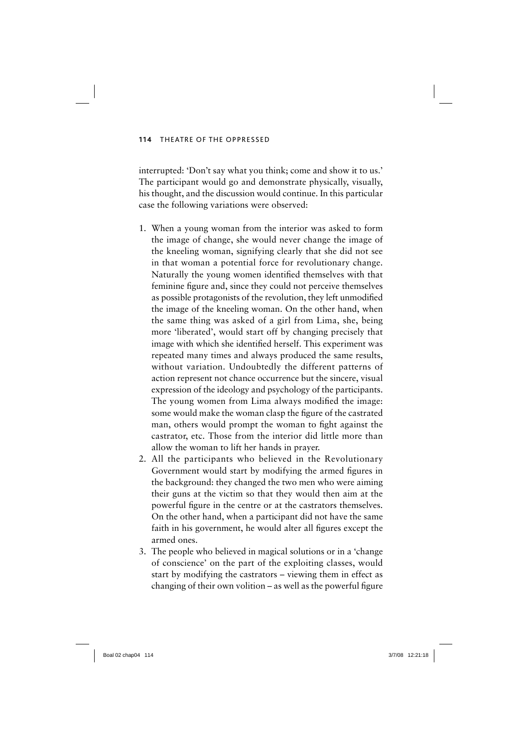interrupted: 'Don't say what you think; come and show it to us.' The participant would go and demonstrate physically, visually, his thought, and the discussion would continue. In this particular case the following variations were observed:

1. When a young woman from the interior was asked to form the image of change, she would never change the image of the kneeling woman, signifying clearly that she did not see in that woman a potential force for revolutionary change. Naturally the young women identified themselves with that feminine figure and, since they could not perceive themselves as possible protagonists of the revolution, they left unmodified the image of the kneeling woman. On the other hand, when the same thing was asked of a girl from Lima, she, being more 'liberated', would start off by changing precisely that image with which she identified herself. This experiment was repeated many times and always produced the same results, without variation. Undoubtedly the different patterns of action represent not chance occurrence but the sincere, visual expression of the ideology and psychology of the participants. The young women from Lima always modified the image: some would make the woman clasp the figure of the castrated man, others would prompt the woman to fight against the castrator, etc. Those from the interior did little more than allow the woman to lift her hands in prayer.
2. All the participants who believed in the Revolutionary Government would start by modifying the armed figures in the background: they changed the two men who were aiming their guns at the victim so that they would then aim at the powerful figure in the centre or at the castrators themselves. On the other hand, when a participant did not have the same faith in his government, he would alter all figures except the armed ones.
3. The people who believed in magical solutions or in a 'change of conscience' on the part of the exploiting classes, would start by modifying the castrators – viewing them in effect as changing of their own volition – as well as the powerful figure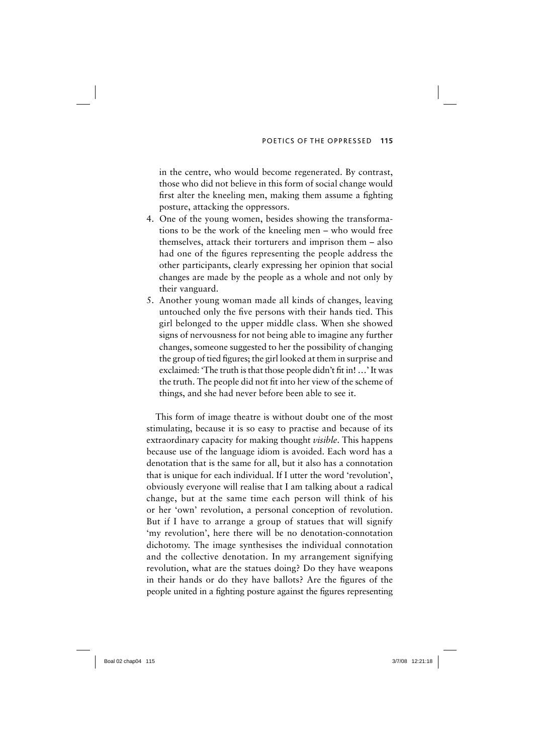in the centre, who would become regenerated. By contrast, those who did not believe in this form of social change would first alter the kneeling men, making them assume a fighting posture, attacking the oppressors.

4. One of the young women, besides showing the transformations to be the work of the kneeling men – who would free themselves, attack their torturers and imprison them – also had one of the figures representing the people address the other participants, clearly expressing her opinion that social changes are made by the people as a whole and not only by their vanguard.
5. Another young woman made all kinds of changes, leaving untouched only the five persons with their hands tied. This girl belonged to the upper middle class. When she showed signs of nervousness for not being able to imagine any further changes, someone suggested to her the possibility of changing the group of tied figures; the girl looked at them in surprise and exclaimed: 'The truth is that those people didn't fit in! …' It was the truth. The people did not fit into her view of the scheme of things, and she had never before been able to see it.

This form of image theatre is without doubt one of the most stimulating, because it is so easy to practise and because of its extraordinary capacity for making thought *visible*. This happens because use of the language idiom is avoided. Each word has a denotation that is the same for all, but it also has a connotation that is unique for each individual. If I utter the word 'revolution', obviously everyone will realise that I am talking about a radical change, but at the same time each person will think of his or her 'own' revolution, a personal conception of revolution. But if I have to arrange a group of statues that will signify 'my revolution', here there will be no denotation-connotation dichotomy. The image synthesises the individual connotation and the collective denotation. In my arrangement signifying revolution, what are the statues doing? Do they have weapons in their hands or do they have ballots? Are the figures of the people united in a fighting posture against the figures representing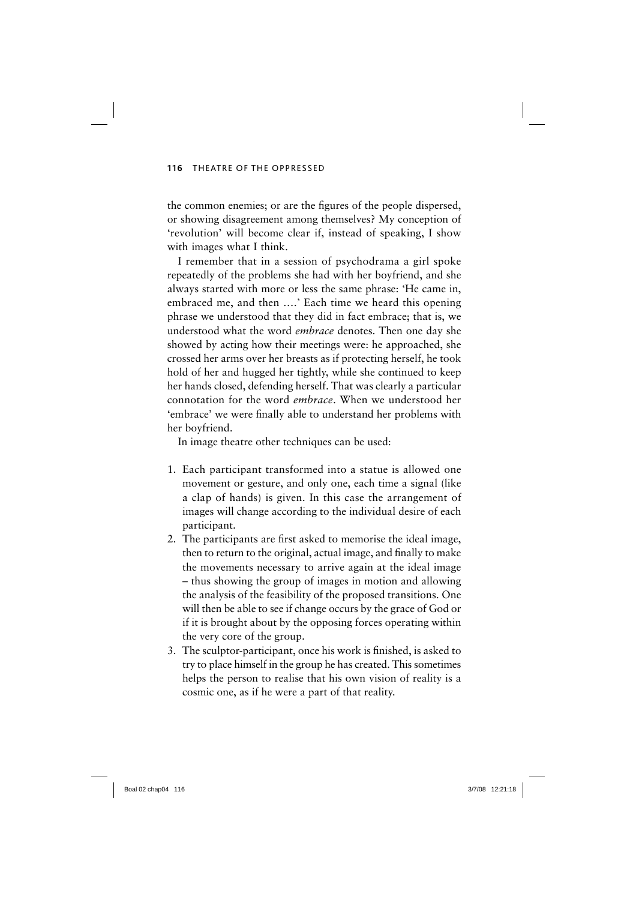the common enemies; or are the figures of the people dispersed, or showing disagreement among themselves? My conception of 'revolution' will become clear if, instead of speaking, I show with images what I think.

I remember that in a session of psychodrama a girl spoke repeatedly of the problems she had with her boyfriend, and she always started with more or less the same phrase: 'He came in, embraced me, and then ….' Each time we heard this opening phrase we understood that they did in fact embrace; that is, we understood what the word *embrace* denotes. Then one day she showed by acting how their meetings were: he approached, she crossed her arms over her breasts as if protecting herself, he took hold of her and hugged her tightly, while she continued to keep her hands closed, defending herself. That was clearly a particular connotation for the word *embrace*. When we understood her 'embrace' we were finally able to understand her problems with her boyfriend.

In image theatre other techniques can be used:

1. Each participant transformed into a statue is allowed one movement or gesture, and only one, each time a signal (like a clap of hands) is given. In this case the arrangement of images will change according to the individual desire of each participant.
2. The participants are first asked to memorise the ideal image, then to return to the original, actual image, and finally to make the movements necessary to arrive again at the ideal image – thus showing the group of images in motion and allowing the analysis of the feasibility of the proposed transitions. One will then be able to see if change occurs by the grace of God or if it is brought about by the opposing forces operating within the very core of the group.
3. The sculptor-participant, once his work is finished, is asked to try to place himself in the group he has created. This sometimes helps the person to realise that his own vision of reality is a cosmic one, as if he were a part of that reality.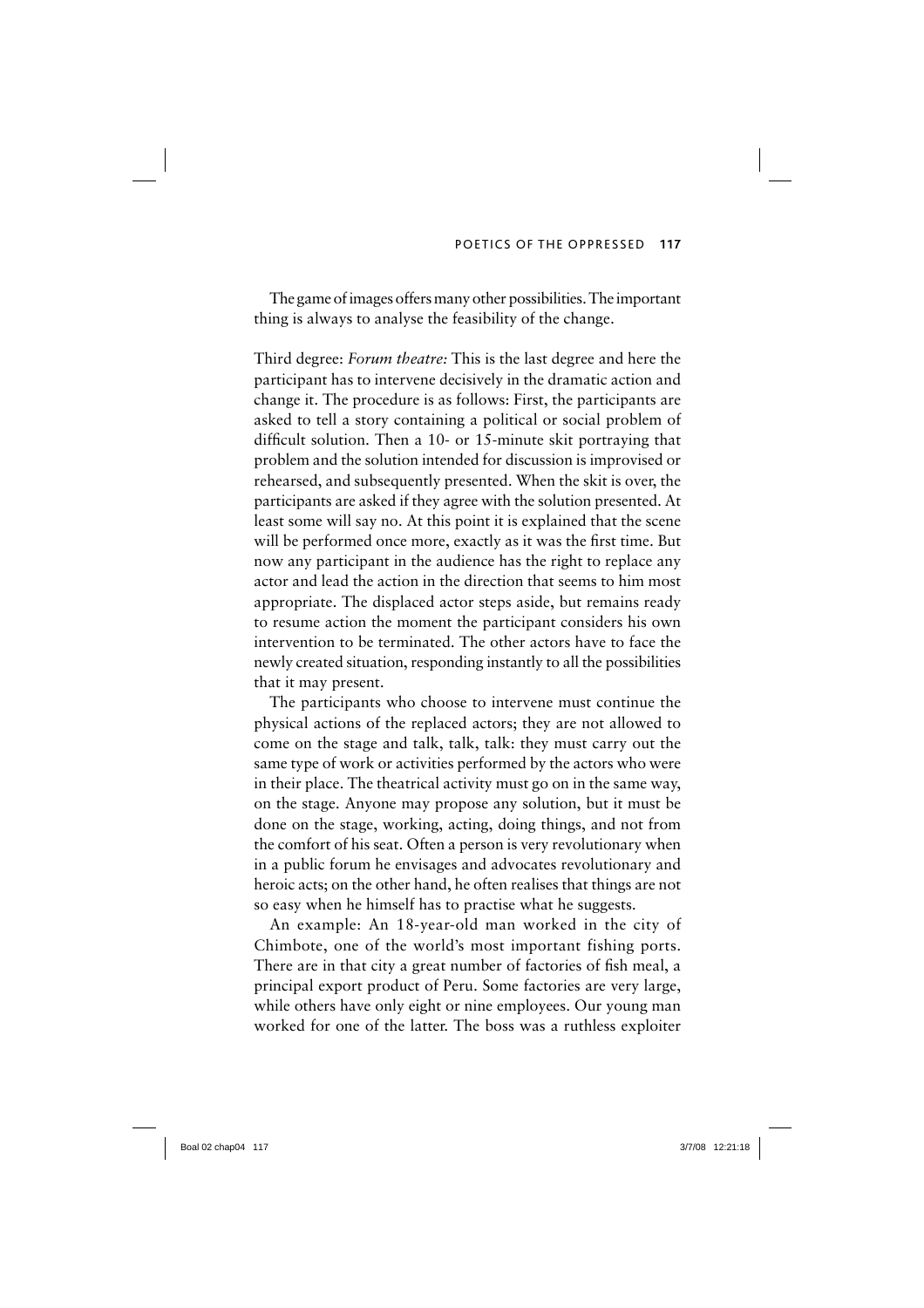The game of images offers many other possibilities. The important thing is always to analyse the feasibility of the change.

Third degree: *Forum theatre:* This is the last degree and here the participant has to intervene decisively in the dramatic action and change it. The procedure is as follows: First, the participants are asked to tell a story containing a political or social problem of difficult solution. Then a 10- or 15-minute skit portraying that problem and the solution intended for discussion is improvised or rehearsed, and subsequently presented. When the skit is over, the participants are asked if they agree with the solution presented. At least some will say no. At this point it is explained that the scene will be performed once more, exactly as it was the first time. But now any participant in the audience has the right to replace any actor and lead the action in the direction that seems to him most appropriate. The displaced actor steps aside, but remains ready to resume action the moment the participant considers his own intervention to be terminated. The other actors have to face the newly created situation, responding instantly to all the possibilities that it may present.

The participants who choose to intervene must continue the physical actions of the replaced actors; they are not allowed to come on the stage and talk, talk, talk: they must carry out the same type of work or activities performed by the actors who were in their place. The theatrical activity must go on in the same way, on the stage. Anyone may propose any solution, but it must be done on the stage, working, acting, doing things, and not from the comfort of his seat. Often a person is very revolutionary when in a public forum he envisages and advocates revolutionary and heroic acts; on the other hand, he often realises that things are not so easy when he himself has to practise what he suggests.

An example: An 18-year-old man worked in the city of Chimbote, one of the world's most important fishing ports. There are in that city a great number of factories of fish meal, a principal export product of Peru. Some factories are very large, while others have only eight or nine employees. Our young man worked for one of the latter. The boss was a ruthless exploiter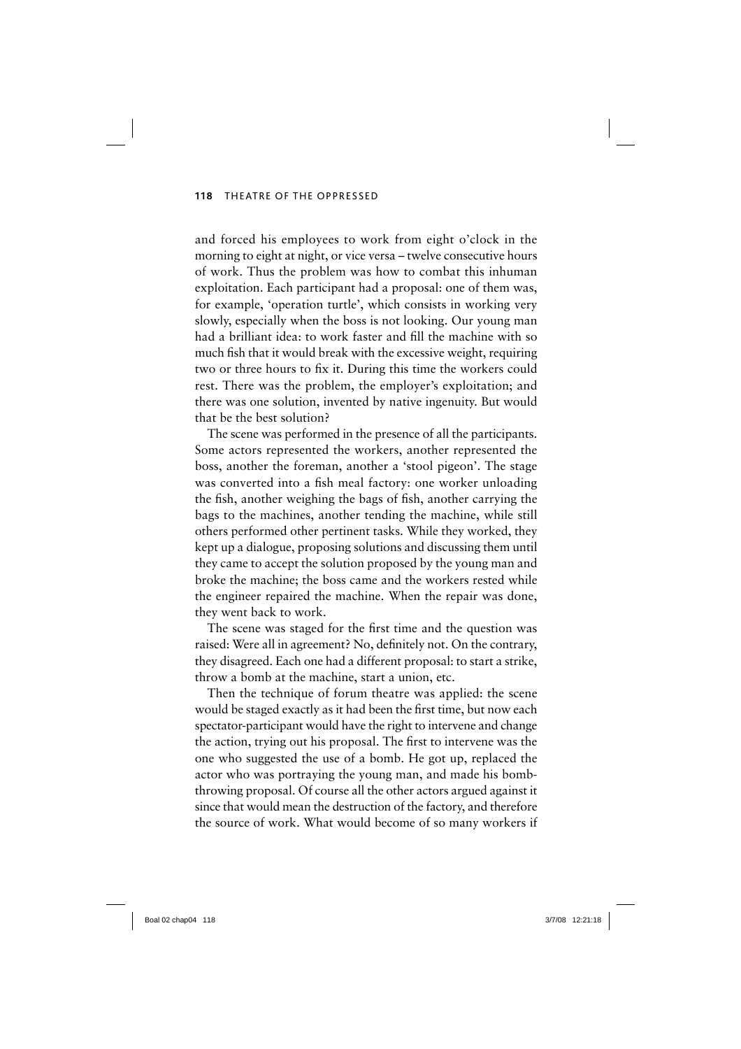and forced his employees to work from eight o'clock in the morning to eight at night, or vice versa – twelve consecutive hours of work. Thus the problem was how to combat this inhuman exploitation. Each participant had a proposal: one of them was, for example, 'operation turtle', which consists in working very slowly, especially when the boss is not looking. Our young man had a brilliant idea: to work faster and fill the machine with so much fish that it would break with the excessive weight, requiring two or three hours to fix it. During this time the workers could rest. There was the problem, the employer's exploitation; and there was one solution, invented by native ingenuity. But would that be the best solution?

The scene was performed in the presence of all the participants. Some actors represented the workers, another represented the boss, another the foreman, another a 'stool pigeon'. The stage was converted into a fish meal factory: one worker unloading the fish, another weighing the bags of fish, another carrying the bags to the machines, another tending the machine, while still others performed other pertinent tasks. While they worked, they kept up a dialogue, proposing solutions and discussing them until they came to accept the solution proposed by the young man and broke the machine; the boss came and the workers rested while the engineer repaired the machine. When the repair was done, they went back to work.

The scene was staged for the first time and the question was raised: Were all in agreement? No, definitely not. On the contrary, they disagreed. Each one had a different proposal: to start a strike, throw a bomb at the machine, start a union, etc.

Then the technique of forum theatre was applied: the scene would be staged exactly as it had been the first time, but now each spectator-participant would have the right to intervene and change the action, trying out his proposal. The first to intervene was the one who suggested the use of a bomb. He got up, replaced the actor who was portraying the young man, and made his bomb-throwing proposal. Of course all the other actors argued against it since that would mean the destruction of the factory, and therefore the source of work. What would become of so many workers if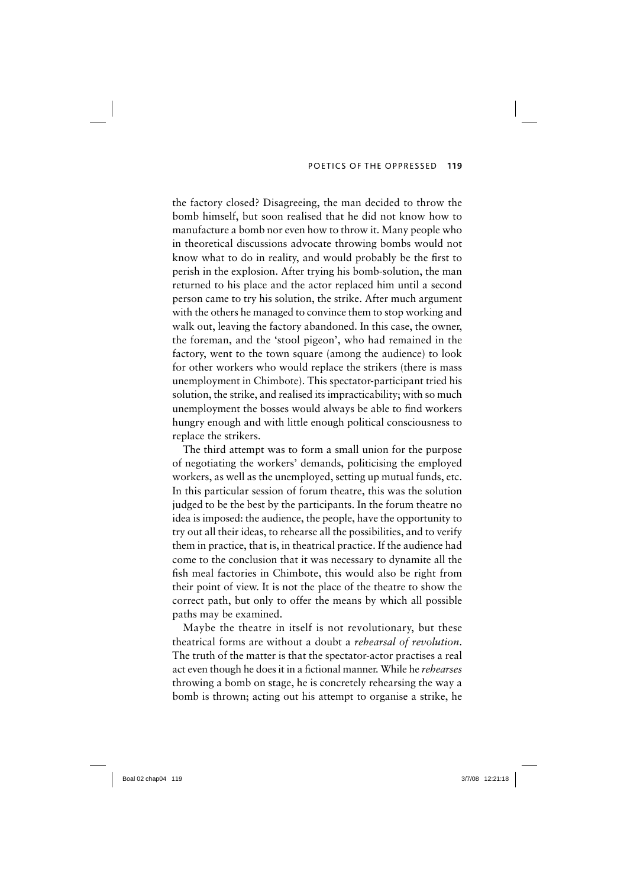the factory closed? Disagreeing, the man decided to throw the bomb himself, but soon realised that he did not know how to manufacture a bomb nor even how to throw it. Many people who in theoretical discussions advocate throwing bombs would not know what to do in reality, and would probably be the first to perish in the explosion. After trying his bomb-solution, the man returned to his place and the actor replaced him until a second person came to try his solution, the strike. After much argument with the others he managed to convince them to stop working and walk out, leaving the factory abandoned. In this case, the owner, the foreman, and the 'stool pigeon', who had remained in the factory, went to the town square (among the audience) to look for other workers who would replace the strikers (there is mass unemployment in Chimbote). This spectator-participant tried his solution, the strike, and realised its impracticability; with so much unemployment the bosses would always be able to find workers hungry enough and with little enough political consciousness to replace the strikers.

The third attempt was to form a small union for the purpose of negotiating the workers' demands, politicising the employed workers, as well as the unemployed, setting up mutual funds, etc. In this particular session of forum theatre, this was the solution judged to be the best by the participants. In the forum theatre no idea is imposed: the audience, the people, have the opportunity to try out all their ideas, to rehearse all the possibilities, and to verify them in practice, that is, in theatrical practice. If the audience had come to the conclusion that it was necessary to dynamite all the fish meal factories in Chimbote, this would also be right from their point of view. It is not the place of the theatre to show the correct path, but only to offer the means by which all possible paths may be examined.

Maybe the theatre in itself is not revolutionary, but these theatrical forms are without a doubt a *rehearsal of revolution*. The truth of the matter is that the spectator-actor practises a real act even though he does it in a fictional manner. While he *rehearses* throwing a bomb on stage, he is concretely rehearsing the way a bomb is thrown; acting out his attempt to organise a strike, he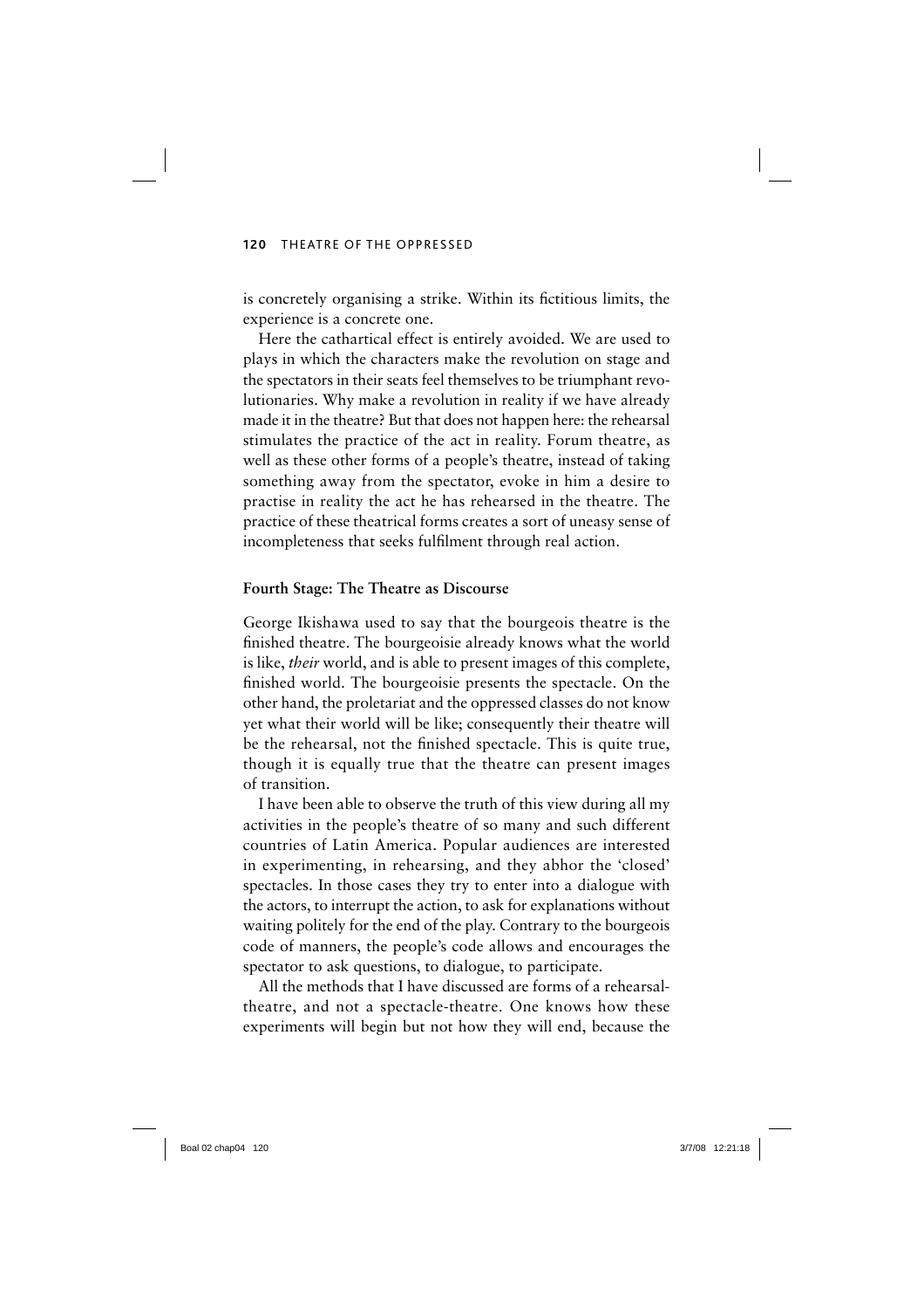is concretely organising a strike. Within its fictitious limits, the experience is a concrete one.

Here the cathartical effect is entirely avoided. We are used to plays in which the characters make the revolution on stage and the spectators in their seats feel themselves to be triumphant revolutionaries. Why make a revolution in reality if we have already made it in the theatre? But that does not happen here: the rehearsal stimulates the practice of the act in reality. Forum theatre, as well as these other forms of a people's theatre, instead of taking something away from the spectator, evoke in him a desire to practise in reality the act he has rehearsed in the theatre. The practice of these theatrical forms creates a sort of uneasy sense of incompleteness that seeks fulfilment through real action.

### Fourth Stage: The Theatre as Discourse

George Ikishawa used to say that the bourgeois theatre is the finished theatre. The bourgeoisie already knows what the world is like, *their* world, and is able to present images of this complete, finished world. The bourgeoisie presents the spectacle. On the other hand, the proletariat and the oppressed classes do not know yet what their world will be like; consequently their theatre will be the rehearsal, not the finished spectacle. This is quite true, though it is equally true that the theatre can present images of transition.

I have been able to observe the truth of this view during all my activities in the people's theatre of so many and such different countries of Latin America. Popular audiences are interested in experimenting, in rehearsing, and they abhor the 'closed' spectacles. In those cases they try to enter into a dialogue with the actors, to interrupt the action, to ask for explanations without waiting politely for the end of the play. Contrary to the bourgeois code of manners, the people's code allows and encourages the spectator to ask questions, to dialogue, to participate.

All the methods that I have discussed are forms of a rehearsal-theatre, and not a spectacle-theatre. One knows how these experiments will begin but not how they will end, because the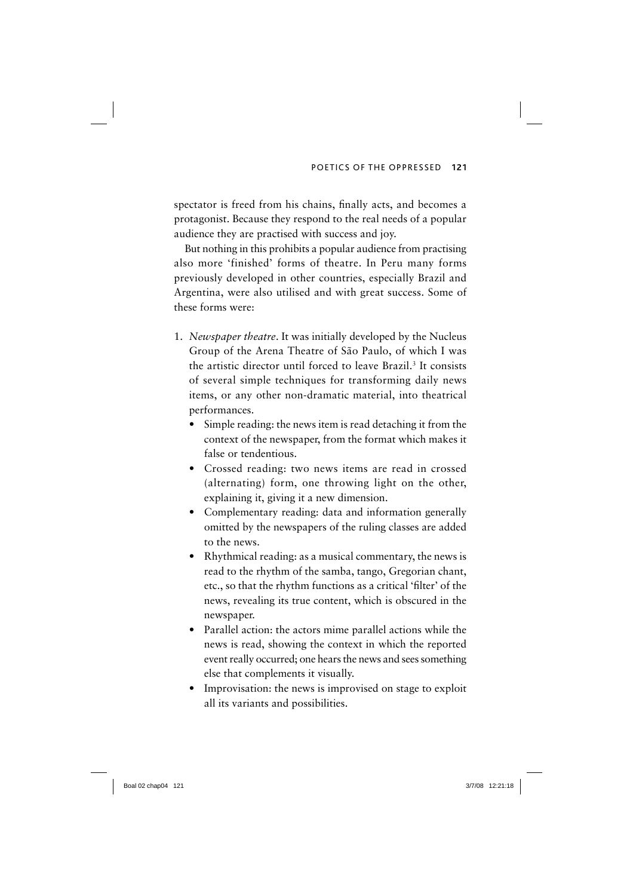spectator is freed from his chains, finally acts, and becomes a protagonist. Because they respond to the real needs of a popular audience they are practised with success and joy.

But nothing in this prohibits a popular audience from practising also more 'finished' forms of theatre. In Peru many forms previously developed in other countries, especially Brazil and Argentina, were also utilised and with great success. Some of these forms were:

1. *Newspaper theatre*. It was initially developed by the Nucleus Group of the Arena Theatre of São Paulo, of which I was the artistic director until forced to leave Brazil.[3] It consists of several simple techniques for transforming daily news items, or any other non-dramatic material, into theatrical performances.
   - Simple reading: the news item is read detaching it from the context of the newspaper, from the format which makes it false or tendentious.
   - Crossed reading: two news items are read in crossed (alternating) form, one throwing light on the other, explaining it, giving it a new dimension.
   - Complementary reading: data and information generally omitted by the newspapers of the ruling classes are added to the news.
   - Rhythmical reading: as a musical commentary, the news is read to the rhythm of the samba, tango, Gregorian chant, etc., so that the rhythm functions as a critical 'filter' of the news, revealing its true content, which is obscured in the newspaper.
   - Parallel action: the actors mime parallel actions while the news is read, showing the context in which the reported event really occurred; one hears the news and sees something else that complements it visually.
   - Improvisation: the news is improvised on stage to exploit all its variants and possibilities.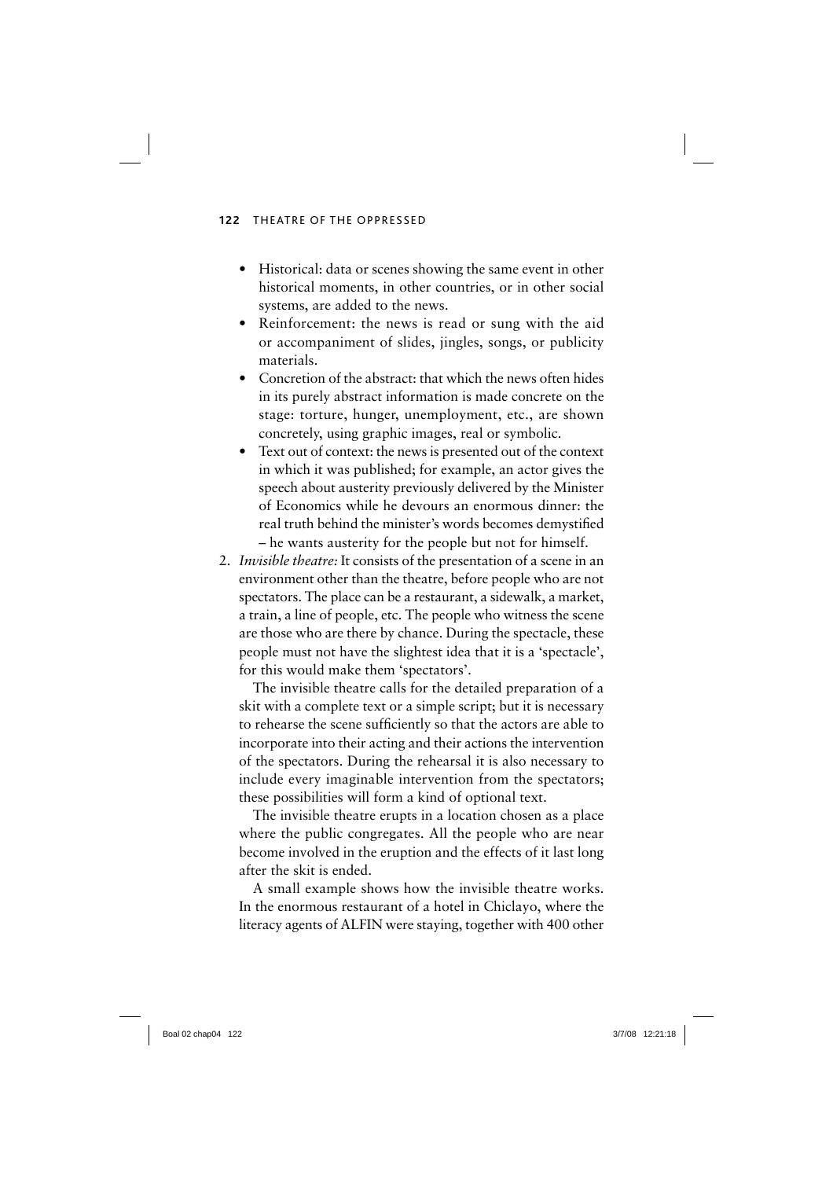- Historical: data or scenes showing the same event in other historical moments, in other countries, or in other social systems, are added to the news.
- Reinforcement: the news is read or sung with the aid or accompaniment of slides, jingles, songs, or publicity materials.
- Concretion of the abstract: that which the news often hides in its purely abstract information is made concrete on the stage: torture, hunger, unemployment, etc., are shown concretely, using graphic images, real or symbolic.
- Text out of context: the news is presented out of the context in which it was published; for example, an actor gives the speech about austerity previously delivered by the Minister of Economics while he devours an enormous dinner: the real truth behind the minister's words becomes demystified – he wants austerity for the people but not for himself.

2. *Invisible theatre:* It consists of the presentation of a scene in an environment other than the theatre, before people who are not spectators. The place can be a restaurant, a sidewalk, a market, a train, a line of people, etc. The people who witness the scene are those who are there by chance. During the spectacle, these people must not have the slightest idea that it is a 'spectacle', for this would make them 'spectators'.

   The invisible theatre calls for the detailed preparation of a skit with a complete text or a simple script; but it is necessary to rehearse the scene sufficiently so that the actors are able to incorporate into their acting and their actions the intervention of the spectators. During the rehearsal it is also necessary to include every imaginable intervention from the spectators; these possibilities will form a kind of optional text.

   The invisible theatre erupts in a location chosen as a place where the public congregates. All the people who are near become involved in the eruption and the effects of it last long after the skit is ended.

   A small example shows how the invisible theatre works. In the enormous restaurant of a hotel in Chiclayo, where the literacy agents of ALFIN were staying, together with 400 other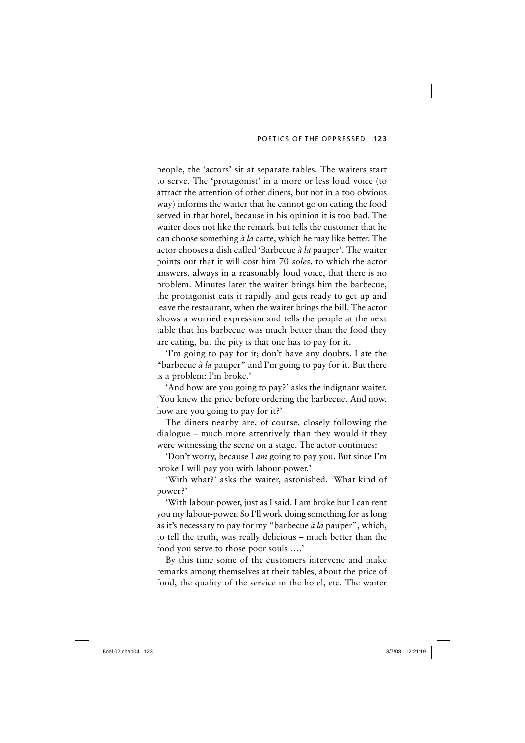people, the 'actors' sit at separate tables. The waiters start to serve. The 'protagonist' in a more or less loud voice (to attract the attention of other diners, but not in a too obvious way) informs the waiter that he cannot go on eating the food served in that hotel, because in his opinion it is too bad. The waiter does not like the remark but tells the customer that he can choose something *à la* carte, which he may like better. The actor chooses a dish called 'Barbecue *à la* pauper'. The waiter points out that it will cost him 70 *soles*, to which the actor answers, always in a reasonably loud voice, that there is no problem. Minutes later the waiter brings him the barbecue, the protagonist eats it rapidly and gets ready to get up and leave the restaurant, when the waiter brings the bill. The actor shows a worried expression and tells the people at the next table that his barbecue was much better than the food they are eating, but the pity is that one has to pay for it.

'I'm going to pay for it; don't have any doubts. I ate the "barbecue *à la* pauper" and I'm going to pay for it. But there is a problem: I'm broke.'

'And how are you going to pay?' asks the indignant waiter. 'You knew the price before ordering the barbecue. And now, how are you going to pay for it?'

The diners nearby are, of course, closely following the dialogue – much more attentively than they would if they were witnessing the scene on a stage. The actor continues:

'Don't worry, because I *am* going to pay you. But since I'm broke I will pay you with labour-power.'

'With what?' asks the waiter, astonished. 'What kind of power?'

'With labour-power, just as I said. I am broke but I can rent you my labour-power. So I'll work doing something for as long as it's necessary to pay for my "barbecue *à la* pauper", which, to tell the truth, was really delicious – much better than the food you serve to those poor souls ….'

By this time some of the customers intervene and make remarks among themselves at their tables, about the price of food, the quality of the service in the hotel, etc. The waiter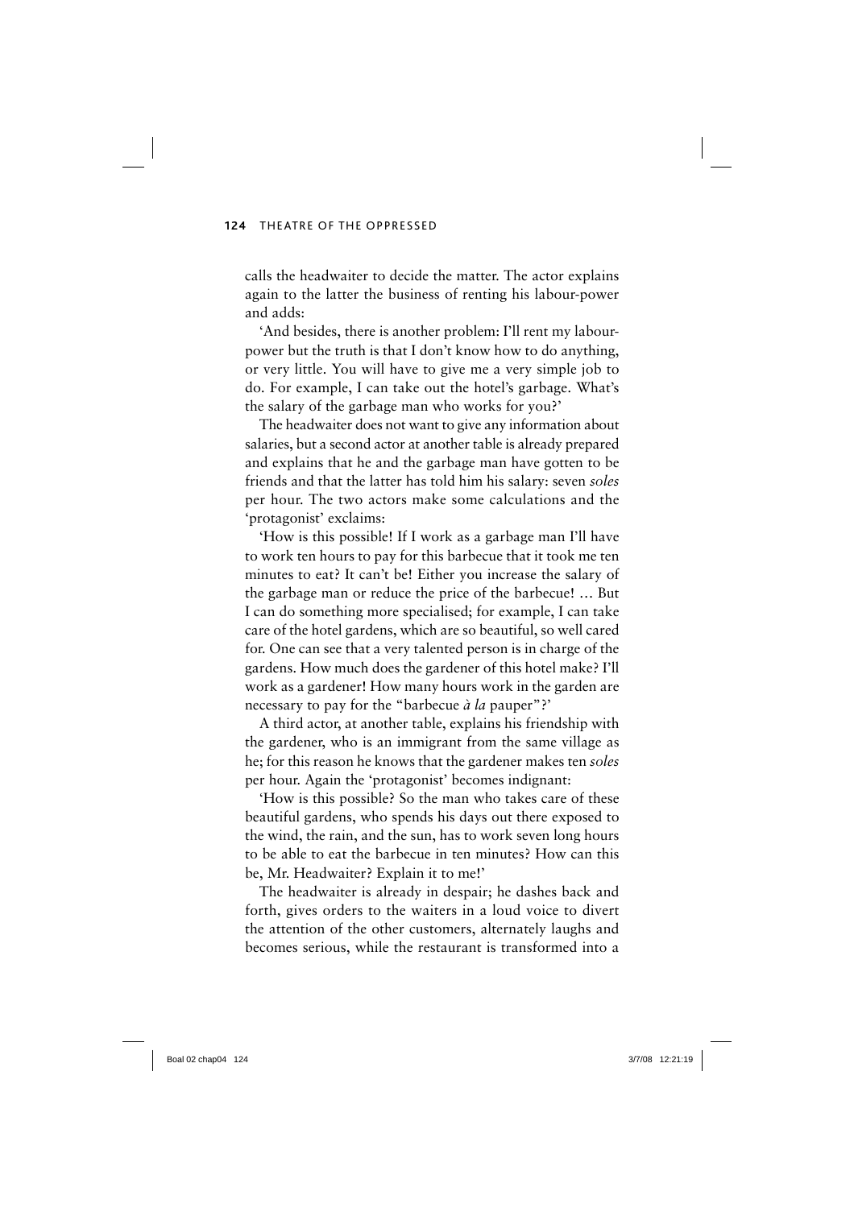calls the headwaiter to decide the matter. The actor explains again to the latter the business of renting his labour-power and adds:

'And besides, there is another problem: I'll rent my labour-power but the truth is that I don't know how to do anything, or very little. You will have to give me a very simple job to do. For example, I can take out the hotel's garbage. What's the salary of the garbage man who works for you?'

The headwaiter does not want to give any information about salaries, but a second actor at another table is already prepared and explains that he and the garbage man have gotten to be friends and that the latter has told him his salary: seven *soles* per hour. The two actors make some calculations and the 'protagonist' exclaims:

'How is this possible! If I work as a garbage man I'll have to work ten hours to pay for this barbecue that it took me ten minutes to eat? It can't be! Either you increase the salary of the garbage man or reduce the price of the barbecue! … But I can do something more specialised; for example, I can take care of the hotel gardens, which are so beautiful, so well cared for. One can see that a very talented person is in charge of the gardens. How much does the gardener of this hotel make? I'll work as a gardener! How many hours work in the garden are necessary to pay for the "barbecue *à la* pauper"?'

A third actor, at another table, explains his friendship with the gardener, who is an immigrant from the same village as he; for this reason he knows that the gardener makes ten *soles* per hour. Again the 'protagonist' becomes indignant:

'How is this possible? So the man who takes care of these beautiful gardens, who spends his days out there exposed to the wind, the rain, and the sun, has to work seven long hours to be able to eat the barbecue in ten minutes? How can this be, Mr. Headwaiter? Explain it to me!'

The headwaiter is already in despair; he dashes back and forth, gives orders to the waiters in a loud voice to divert the attention of the other customers, alternately laughs and becomes serious, while the restaurant is transformed into a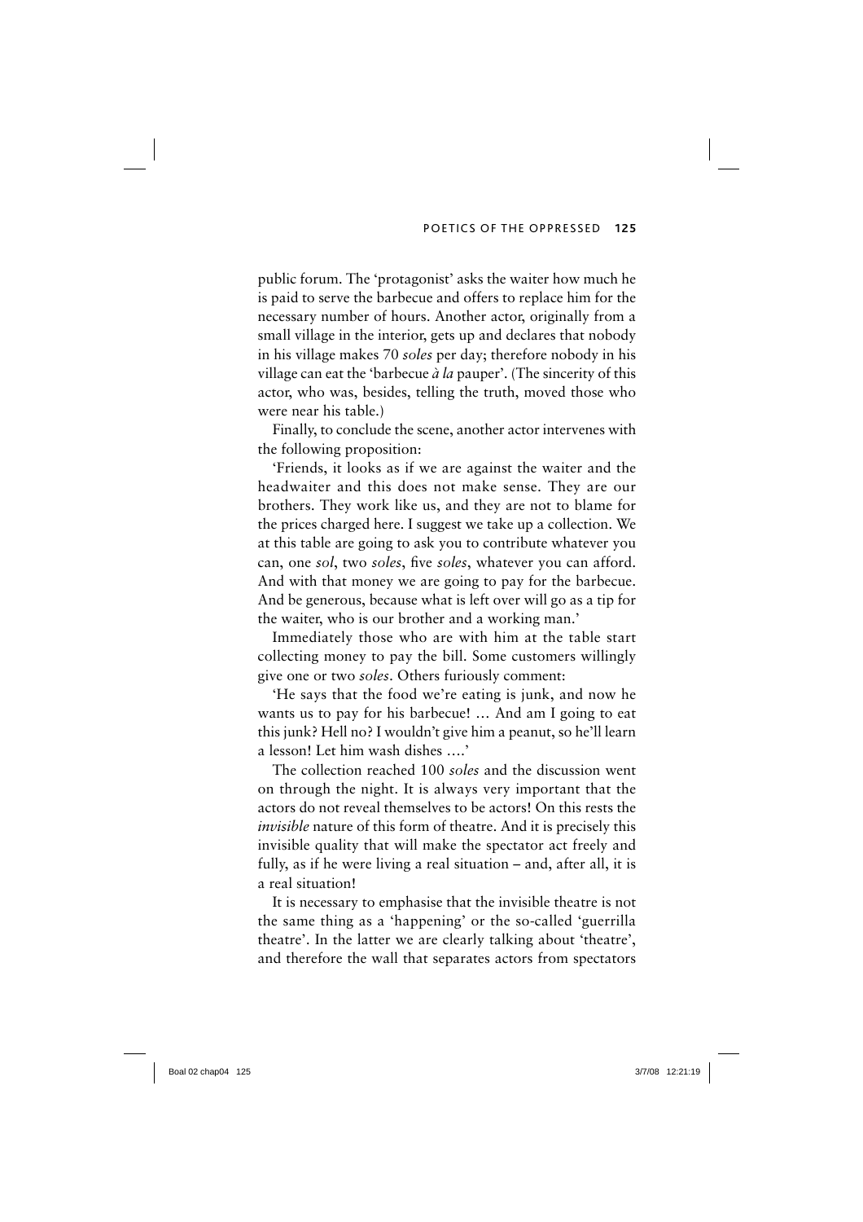public forum. The 'protagonist' asks the waiter how much he is paid to serve the barbecue and offers to replace him for the necessary number of hours. Another actor, originally from a small village in the interior, gets up and declares that nobody in his village makes 70 *soles* per day; therefore nobody in his village can eat the 'barbecue *à la* pauper'. (The sincerity of this actor, who was, besides, telling the truth, moved those who were near his table.)

Finally, to conclude the scene, another actor intervenes with the following proposition:

'Friends, it looks as if we are against the waiter and the headwaiter and this does not make sense. They are our brothers. They work like us, and they are not to blame for the prices charged here. I suggest we take up a collection. We at this table are going to ask you to contribute whatever you can, one *sol*, two *soles*, five *soles*, whatever you can afford. And with that money we are going to pay for the barbecue. And be generous, because what is left over will go as a tip for the waiter, who is our brother and a working man.'

Immediately those who are with him at the table start collecting money to pay the bill. Some customers willingly give one or two *soles*. Others furiously comment:

'He says that the food we're eating is junk, and now he wants us to pay for his barbecue! ... And am I going to eat this junk? Hell no? I wouldn't give him a peanut, so he'll learn a lesson! Let him wash dishes ....'

The collection reached 100 *soles* and the discussion went on through the night. It is always very important that the actors do not reveal themselves to be actors! On this rests the *invisible* nature of this form of theatre. And it is precisely this invisible quality that will make the spectator act freely and fully, as if he were living a real situation – and, after all, it is a real situation!

It is necessary to emphasise that the invisible theatre is not the same thing as a 'happening' or the so-called 'guerrilla theatre'. In the latter we are clearly talking about 'theatre', and therefore the wall that separates actors from spectators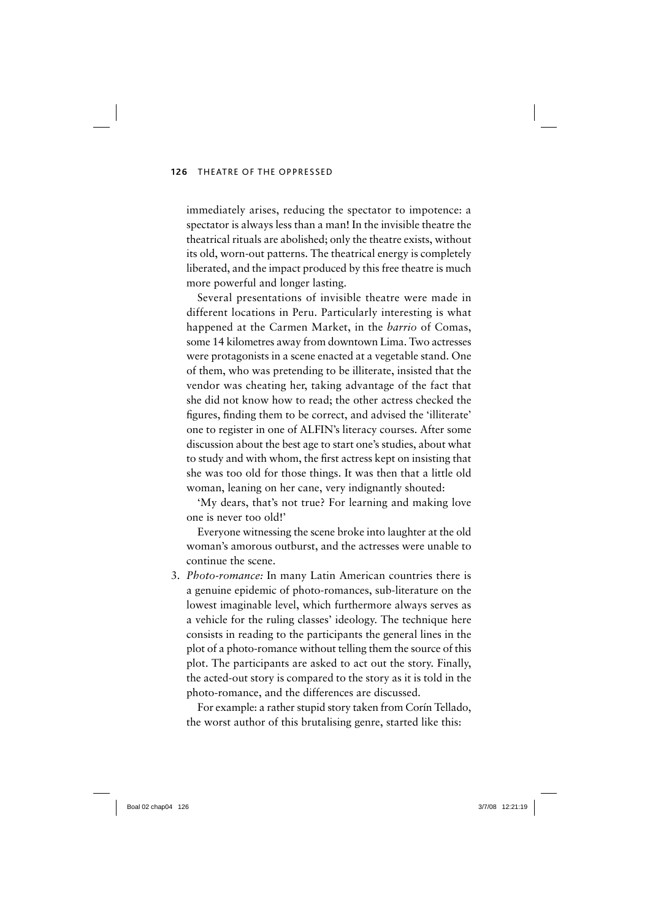immediately arises, reducing the spectator to impotence: a spectator is always less than a man! In the invisible theatre the theatrical rituals are abolished; only the theatre exists, without its old, worn-out patterns. The theatrical energy is completely liberated, and the impact produced by this free theatre is much more powerful and longer lasting.

Several presentations of invisible theatre were made in different locations in Peru. Particularly interesting is what happened at the Carmen Market, in the *barrio* of Comas, some 14 kilometres away from downtown Lima. Two actresses were protagonists in a scene enacted at a vegetable stand. One of them, who was pretending to be illiterate, insisted that the vendor was cheating her, taking advantage of the fact that she did not know how to read; the other actress checked the figures, finding them to be correct, and advised the 'illiterate' one to register in one of ALFIN's literacy courses. After some discussion about the best age to start one's studies, about what to study and with whom, the first actress kept on insisting that she was too old for those things. It was then that a little old woman, leaning on her cane, very indignantly shouted:

'My dears, that's not true? For learning and making love one is never too old!'

Everyone witnessing the scene broke into laughter at the old woman's amorous outburst, and the actresses were unable to continue the scene.

3. *Photo-romance:* In many Latin American countries there is a genuine epidemic of photo-romances, sub-literature on the lowest imaginable level, which furthermore always serves as a vehicle for the ruling classes' ideology. The technique here consists in reading to the participants the general lines in the plot of a photo-romance without telling them the source of this plot. The participants are asked to act out the story. Finally, the acted-out story is compared to the story as it is told in the photo-romance, and the differences are discussed.

   For example: a rather stupid story taken from Corín Tellado, the worst author of this brutalising genre, started like this: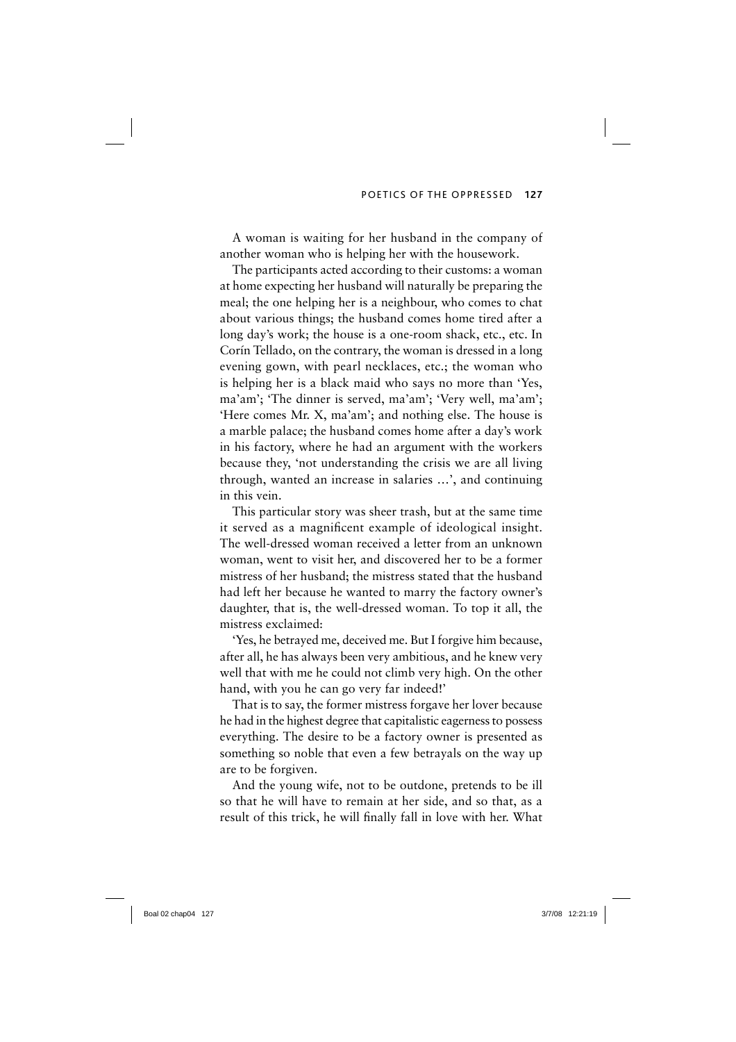A woman is waiting for her husband in the company of another woman who is helping her with the housework.

The participants acted according to their customs: a woman at home expecting her husband will naturally be preparing the meal; the one helping her is a neighbour, who comes to chat about various things; the husband comes home tired after a long day's work; the house is a one-room shack, etc., etc. In Corín Tellado, on the contrary, the woman is dressed in a long evening gown, with pearl necklaces, etc.; the woman who is helping her is a black maid who says no more than 'Yes, ma'am'; 'The dinner is served, ma'am'; 'Very well, ma'am'; 'Here comes Mr. X, ma'am'; and nothing else. The house is a marble palace; the husband comes home after a day's work in his factory, where he had an argument with the workers because they, 'not understanding the crisis we are all living through, wanted an increase in salaries …', and continuing in this vein.

This particular story was sheer trash, but at the same time it served as a magnificent example of ideological insight. The well-dressed woman received a letter from an unknown woman, went to visit her, and discovered her to be a former mistress of her husband; the mistress stated that the husband had left her because he wanted to marry the factory owner's daughter, that is, the well-dressed woman. To top it all, the mistress exclaimed:

'Yes, he betrayed me, deceived me. But I forgive him because, after all, he has always been very ambitious, and he knew very well that with me he could not climb very high. On the other hand, with you he can go very far indeed!'

That is to say, the former mistress forgave her lover because he had in the highest degree that capitalistic eagerness to possess everything. The desire to be a factory owner is presented as something so noble that even a few betrayals on the way up are to be forgiven.

And the young wife, not to be outdone, pretends to be ill so that he will have to remain at her side, and so that, as a result of this trick, he will finally fall in love with her. What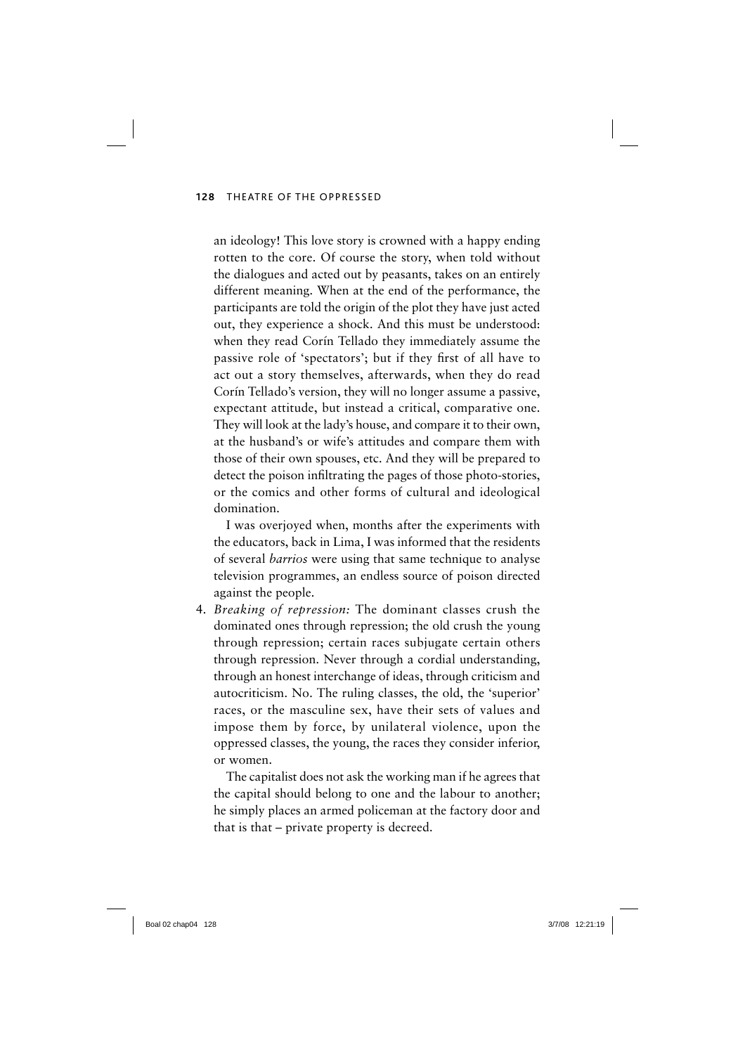an ideology! This love story is crowned with a happy ending rotten to the core. Of course the story, when told without the dialogues and acted out by peasants, takes on an entirely different meaning. When at the end of the performance, the participants are told the origin of the plot they have just acted out, they experience a shock. And this must be understood: when they read Corín Tellado they immediately assume the passive role of 'spectators'; but if they first of all have to act out a story themselves, afterwards, when they do read Corín Tellado's version, they will no longer assume a passive, expectant attitude, but instead a critical, comparative one. They will look at the lady's house, and compare it to their own, at the husband's or wife's attitudes and compare them with those of their own spouses, etc. And they will be prepared to detect the poison infiltrating the pages of those photo-stories, or the comics and other forms of cultural and ideological domination.

I was overjoyed when, months after the experiments with the educators, back in Lima, I was informed that the residents of several *barrios* were using that same technique to analyse television programmes, an endless source of poison directed against the people.

4. *Breaking of repression:* The dominant classes crush the dominated ones through repression; the old crush the young through repression; certain races subjugate certain others through repression. Never through a cordial understanding, through an honest interchange of ideas, through criticism and autocriticism. No. The ruling classes, the old, the 'superior' races, or the masculine sex, have their sets of values and impose them by force, by unilateral violence, upon the oppressed classes, the young, the races they consider inferior, or women.

   The capitalist does not ask the working man if he agrees that the capital should belong to one and the labour to another; he simply places an armed policeman at the factory door and that is that – private property is decreed.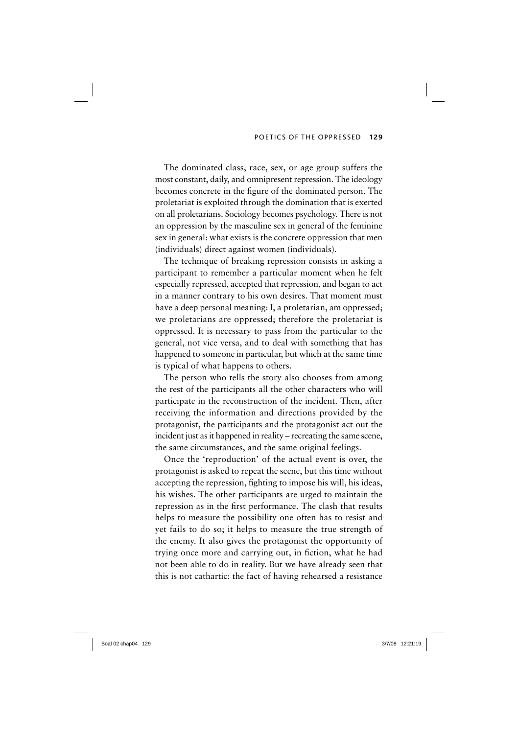The dominated class, race, sex, or age group suffers the most constant, daily, and omnipresent repression. The ideology becomes concrete in the figure of the dominated person. The proletariat is exploited through the domination that is exerted on all proletarians. Sociology becomes psychology. There is not an oppression by the masculine sex in general of the feminine sex in general: what exists is the concrete oppression that men (individuals) direct against women (individuals).

The technique of breaking repression consists in asking a participant to remember a particular moment when he felt especially repressed, accepted that repression, and began to act in a manner contrary to his own desires. That moment must have a deep personal meaning: I, a proletarian, am oppressed; we proletarians are oppressed; therefore the proletariat is oppressed. It is necessary to pass from the particular to the general, not vice versa, and to deal with something that has happened to someone in particular, but which at the same time is typical of what happens to others.

The person who tells the story also chooses from among the rest of the participants all the other characters who will participate in the reconstruction of the incident. Then, after receiving the information and directions provided by the protagonist, the participants and the protagonist act out the incident just as it happened in reality – recreating the same scene, the same circumstances, and the same original feelings.

Once the 'reproduction' of the actual event is over, the protagonist is asked to repeat the scene, but this time without accepting the repression, fighting to impose his will, his ideas, his wishes. The other participants are urged to maintain the repression as in the first performance. The clash that results helps to measure the possibility one often has to resist and yet fails to do so; it helps to measure the true strength of the enemy. It also gives the protagonist the opportunity of trying once more and carrying out, in fiction, what he had not been able to do in reality. But we have already seen that this is not cathartic: the fact of having rehearsed a resistance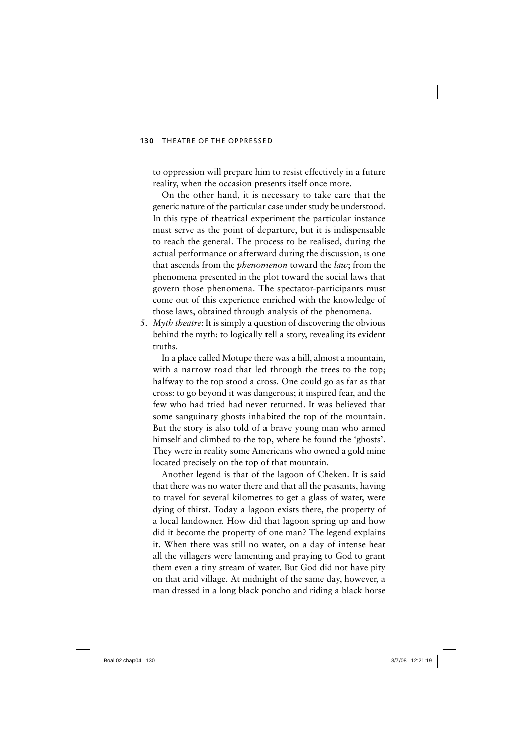to oppression will prepare him to resist effectively in a future reality, when the occasion presents itself once more.

On the other hand, it is necessary to take care that the generic nature of the particular case under study be understood. In this type of theatrical experiment the particular instance must serve as the point of departure, but it is indispensable to reach the general. The process to be realised, during the actual performance or afterward during the discussion, is one that ascends from the *phenomenon* toward the *law*; from the phenomena presented in the plot toward the social laws that govern those phenomena. The spectator-participants must come out of this experience enriched with the knowledge of those laws, obtained through analysis of the phenomena.

5. *Myth theatre:* It is simply a question of discovering the obvious behind the myth: to logically tell a story, revealing its evident truths.

   In a place called Motupe there was a hill, almost a mountain, with a narrow road that led through the trees to the top; halfway to the top stood a cross. One could go as far as that cross: to go beyond it was dangerous; it inspired fear, and the few who had tried had never returned. It was believed that some sanguinary ghosts inhabited the top of the mountain. But the story is also told of a brave young man who armed himself and climbed to the top, where he found the 'ghosts'. They were in reality some Americans who owned a gold mine located precisely on the top of that mountain.

   Another legend is that of the lagoon of Cheken. It is said that there was no water there and that all the peasants, having to travel for several kilometres to get a glass of water, were dying of thirst. Today a lagoon exists there, the property of a local landowner. How did that lagoon spring up and how did it become the property of one man? The legend explains it. When there was still no water, on a day of intense heat all the villagers were lamenting and praying to God to grant them even a tiny stream of water. But God did not have pity on that arid village. At midnight of the same day, however, a man dressed in a long black poncho and riding a black horse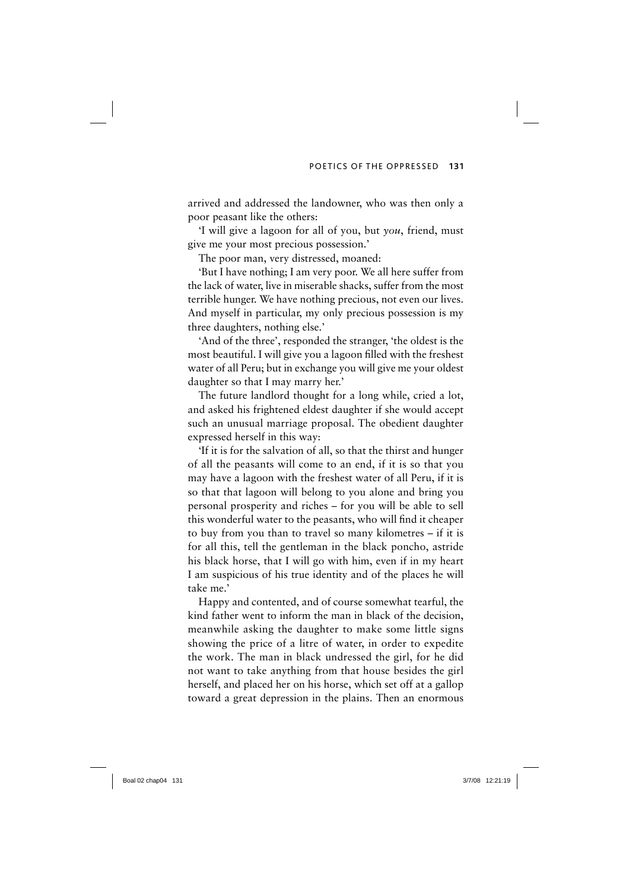arrived and addressed the landowner, who was then only a poor peasant like the others:

'I will give a lagoon for all of you, but *you*, friend, must give me your most precious possession.'

The poor man, very distressed, moaned:

'But I have nothing; I am very poor. We all here suffer from the lack of water, live in miserable shacks, suffer from the most terrible hunger. We have nothing precious, not even our lives. And myself in particular, my only precious possession is my three daughters, nothing else.'

'And of the three', responded the stranger, 'the oldest is the most beautiful. I will give you a lagoon filled with the freshest water of all Peru; but in exchange you will give me your oldest daughter so that I may marry her.'

The future landlord thought for a long while, cried a lot, and asked his frightened eldest daughter if she would accept such an unusual marriage proposal. The obedient daughter expressed herself in this way:

'If it is for the salvation of all, so that the thirst and hunger of all the peasants will come to an end, if it is so that you may have a lagoon with the freshest water of all Peru, if it is so that that lagoon will belong to you alone and bring you personal prosperity and riches – for you will be able to sell this wonderful water to the peasants, who will find it cheaper to buy from you than to travel so many kilometres – if it is for all this, tell the gentleman in the black poncho, astride his black horse, that I will go with him, even if in my heart I am suspicious of his true identity and of the places he will take me.'

Happy and contented, and of course somewhat tearful, the kind father went to inform the man in black of the decision, meanwhile asking the daughter to make some little signs showing the price of a litre of water, in order to expedite the work. The man in black undressed the girl, for he did not want to take anything from that house besides the girl herself, and placed her on his horse, which set off at a gallop toward a great depression in the plains. Then an enormous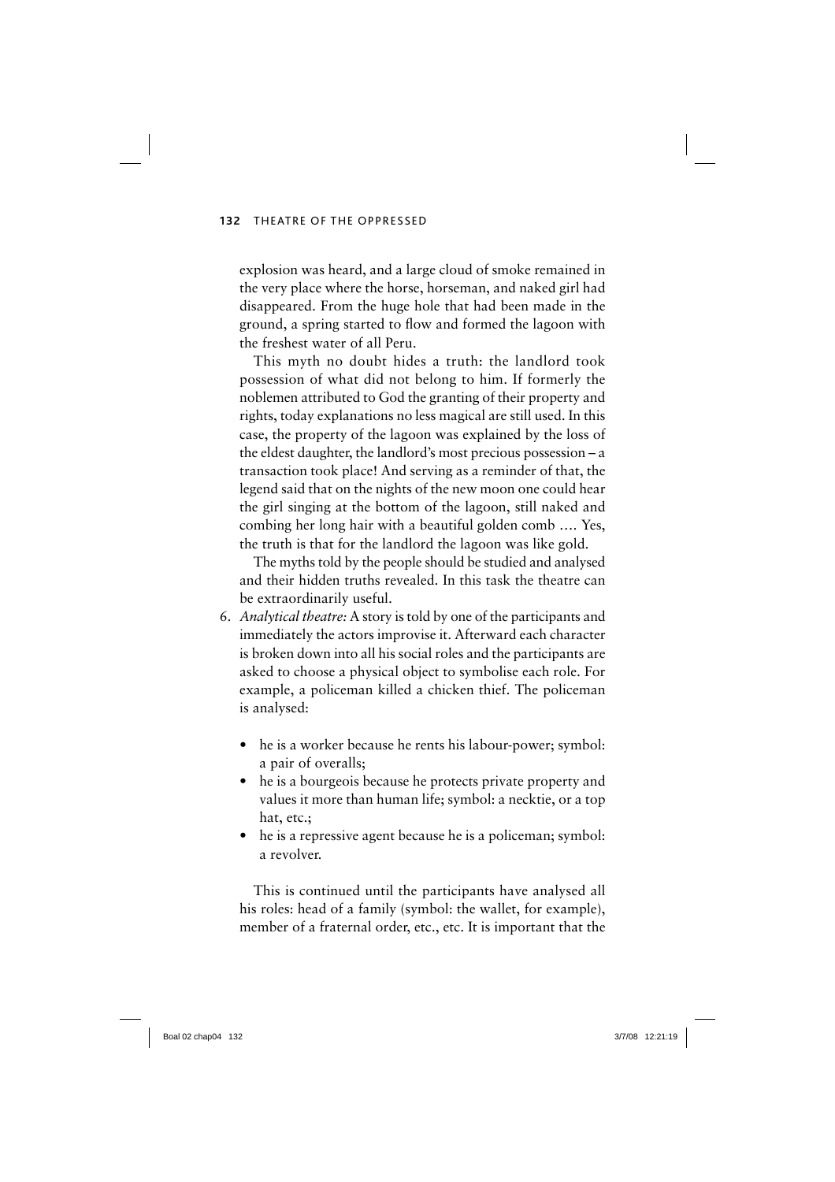explosion was heard, and a large cloud of smoke remained in the very place where the horse, horseman, and naked girl had disappeared. From the huge hole that had been made in the ground, a spring started to flow and formed the lagoon with the freshest water of all Peru.

This myth no doubt hides a truth: the landlord took possession of what did not belong to him. If formerly the noblemen attributed to God the granting of their property and rights, today explanations no less magical are still used. In this case, the property of the lagoon was explained by the loss of the eldest daughter, the landlord's most precious possession – a transaction took place! And serving as a reminder of that, the legend said that on the nights of the new moon one could hear the girl singing at the bottom of the lagoon, still naked and combing her long hair with a beautiful golden comb …. Yes, the truth is that for the landlord the lagoon was like gold.

The myths told by the people should be studied and analysed and their hidden truths revealed. In this task the theatre can be extraordinarily useful.

6. *Analytical theatre:* A story is told by one of the participants and immediately the actors improvise it. Afterward each character is broken down into all his social roles and the participants are asked to choose a physical object to symbolise each role. For example, a policeman killed a chicken thief. The policeman is analysed:

   - he is a worker because he rents his labour-power; symbol: a pair of overalls;
   - he is a bourgeois because he protects private property and values it more than human life; symbol: a necktie, or a top hat, etc.;
   - he is a repressive agent because he is a policeman; symbol: a revolver.

   This is continued until the participants have analysed all his roles: head of a family (symbol: the wallet, for example), member of a fraternal order, etc., etc. It is important that the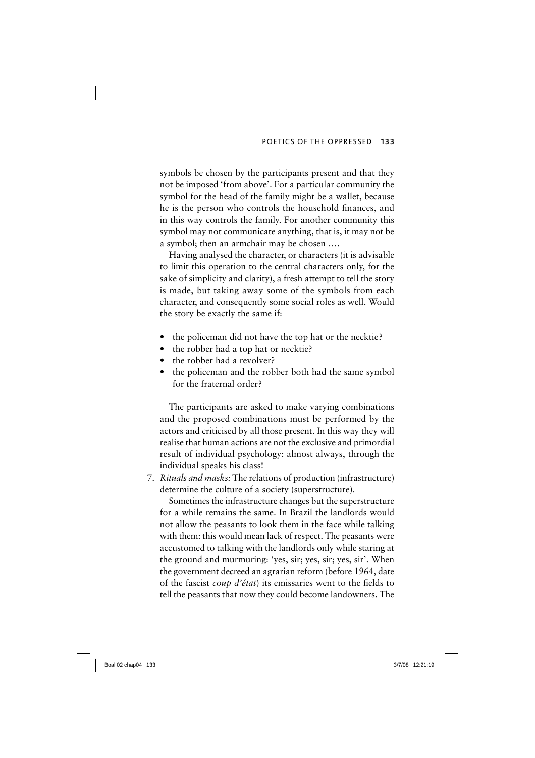symbols be chosen by the participants present and that they not be imposed 'from above'. For a particular community the symbol for the head of the family might be a wallet, because he is the person who controls the household finances, and in this way controls the family. For another community this symbol may not communicate anything, that is, it may not be a symbol; then an armchair may be chosen ….

Having analysed the character, or characters (it is advisable to limit this operation to the central characters only, for the sake of simplicity and clarity), a fresh attempt to tell the story is made, but taking away some of the symbols from each character, and consequently some social roles as well. Would the story be exactly the same if:

- the policeman did not have the top hat or the necktie?
- the robber had a top hat or necktie?
- the robber had a revolver?
- the policeman and the robber both had the same symbol for the fraternal order?

The participants are asked to make varying combinations and the proposed combinations must be performed by the actors and criticised by all those present. In this way they will realise that human actions are not the exclusive and primordial result of individual psychology: almost always, through the individual speaks his class!

7. *Rituals and masks:* The relations of production (infrastructure) determine the culture of a society (superstructure).

   Sometimes the infrastructure changes but the superstructure for a while remains the same. In Brazil the landlords would not allow the peasants to look them in the face while talking with them: this would mean lack of respect. The peasants were accustomed to talking with the landlords only while staring at the ground and murmuring: 'yes, sir; yes, sir; yes, sir'. When the government decreed an agrarian reform (before 1964, date of the fascist *coup d'état*) its emissaries went to the fields to tell the peasants that now they could become landowners. The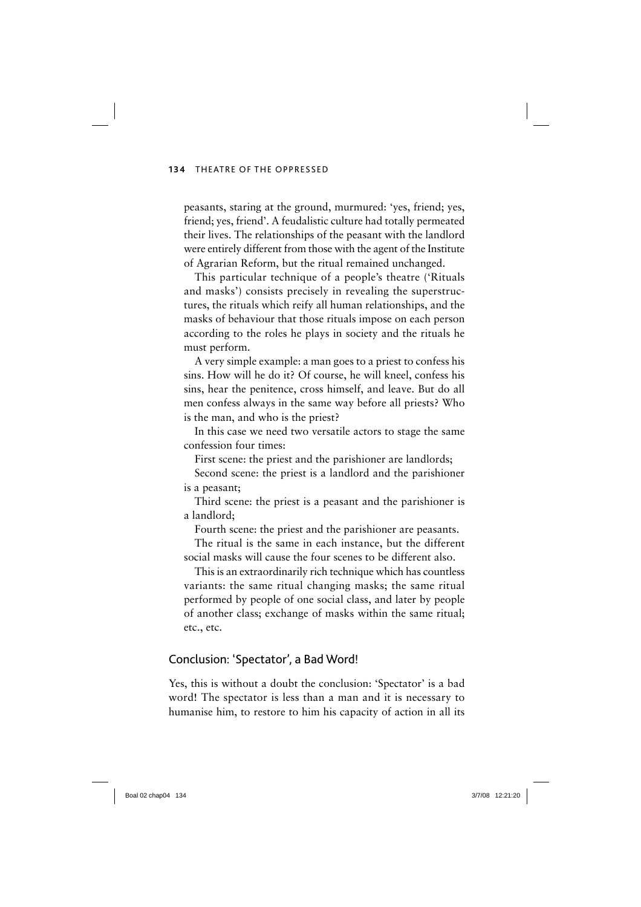peasants, staring at the ground, murmured: 'yes, friend; yes, friend; yes, friend'. A feudalistic culture had totally permeated their lives. The relationships of the peasant with the landlord were entirely different from those with the agent of the Institute of Agrarian Reform, but the ritual remained unchanged.

This particular technique of a people's theatre ('Rituals and masks') consists precisely in revealing the superstructures, the rituals which reify all human relationships, and the masks of behaviour that those rituals impose on each person according to the roles he plays in society and the rituals he must perform.

A very simple example: a man goes to a priest to confess his sins. How will he do it? Of course, he will kneel, confess his sins, hear the penitence, cross himself, and leave. But do all men confess always in the same way before all priests? Who is the man, and who is the priest?

In this case we need two versatile actors to stage the same confession four times:

First scene: the priest and the parishioner are landlords;

Second scene: the priest is a landlord and the parishioner is a peasant;

Third scene: the priest is a peasant and the parishioner is a landlord;

Fourth scene: the priest and the parishioner are peasants.

The ritual is the same in each instance, but the different social masks will cause the four scenes to be different also.

This is an extraordinarily rich technique which has countless variants: the same ritual changing masks; the same ritual performed by people of one social class, and later by people of another class; exchange of masks within the same ritual; etc., etc.

## Conclusion: 'Spectator', a Bad Word!

Yes, this is without a doubt the conclusion: 'Spectator' is a bad word! The spectator is less than a man and it is necessary to humanise him, to restore to him his capacity of action in all its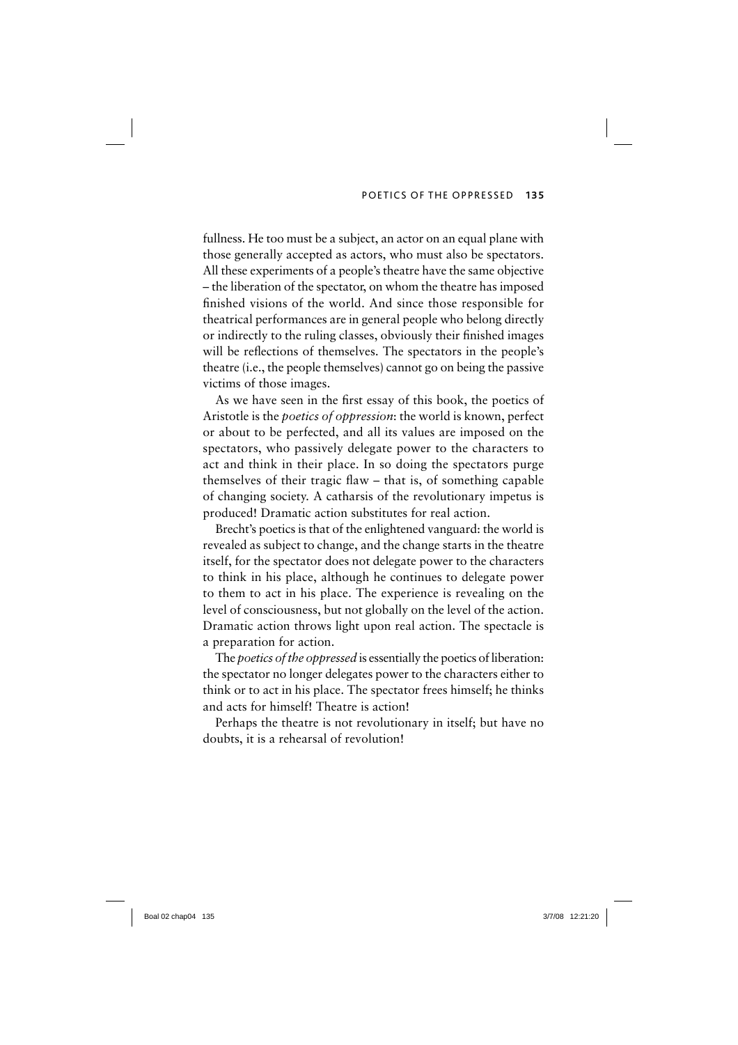fullness. He too must be a subject, an actor on an equal plane with those generally accepted as actors, who must also be spectators. All these experiments of a people's theatre have the same objective – the liberation of the spectator, on whom the theatre has imposed finished visions of the world. And since those responsible for theatrical performances are in general people who belong directly or indirectly to the ruling classes, obviously their finished images will be reflections of themselves. The spectators in the people's theatre (i.e., the people themselves) cannot go on being the passive victims of those images.

As we have seen in the first essay of this book, the poetics of Aristotle is the *poetics of oppression*: the world is known, perfect or about to be perfected, and all its values are imposed on the spectators, who passively delegate power to the characters to act and think in their place. In so doing the spectators purge themselves of their tragic flaw – that is, of something capable of changing society. A catharsis of the revolutionary impetus is produced! Dramatic action substitutes for real action.

Brecht's poetics is that of the enlightened vanguard: the world is revealed as subject to change, and the change starts in the theatre itself, for the spectator does not delegate power to the characters to think in his place, although he continues to delegate power to them to act in his place. The experience is revealing on the level of consciousness, but not globally on the level of the action. Dramatic action throws light upon real action. The spectacle is a preparation for action.

The *poetics of the oppressed* is essentially the poetics of liberation: the spectator no longer delegates power to the characters either to think or to act in his place. The spectator frees himself; he thinks and acts for himself! Theatre is action!

Perhaps the theatre is not revolutionary in itself; but have no doubts, it is a rehearsal of revolution!